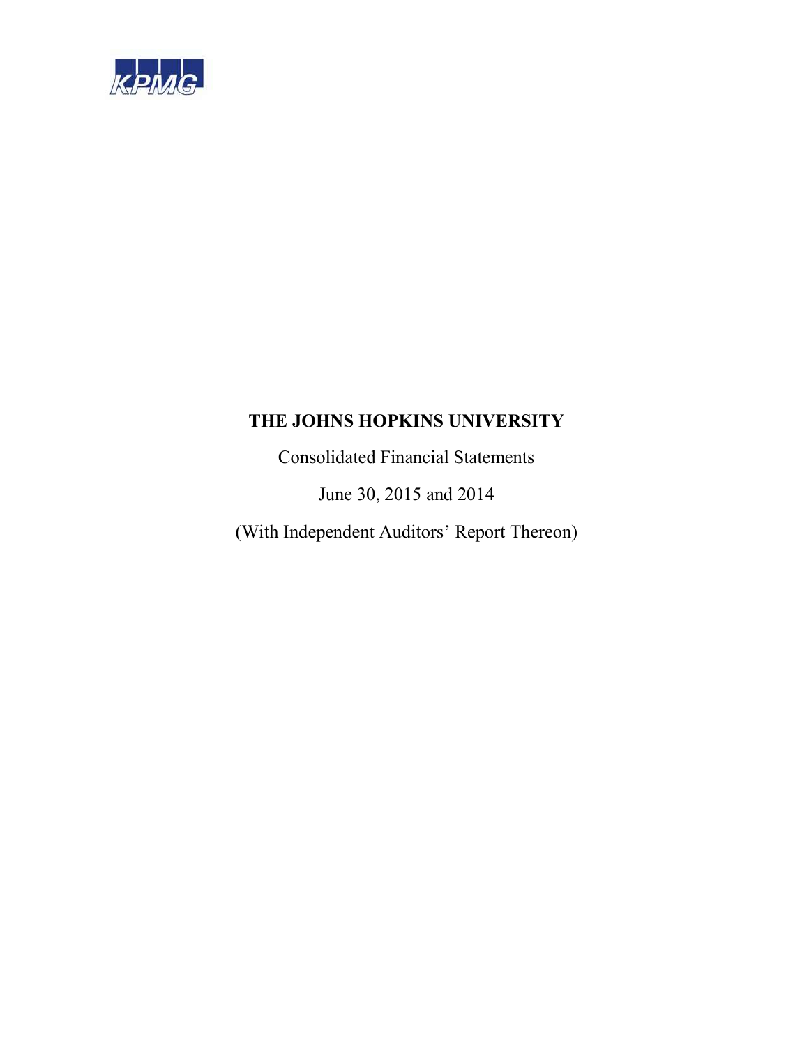KPMG

# THE JOHNS HOPKINS UNIVERSITY

Consolidated Financial Statements

June 30, 2015 and 2014

(With Independent Auditors' Report Thereon)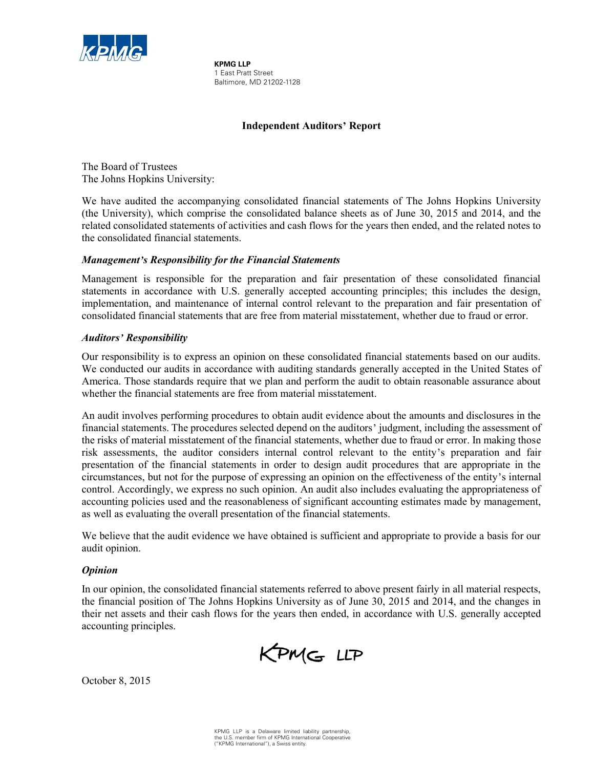**KPMG LLP**
1 East Pratt Street
Baltimore, MD 21202-1128

## Independent Auditors' Report

The Board of Trustees
The Johns Hopkins University:

We have audited the accompanying consolidated financial statements of The Johns Hopkins University (the University), which comprise the consolidated balance sheets as of June 30, 2015 and 2014, and the related consolidated statements of activities and cash flows for the years then ended, and the related notes to the consolidated financial statements.

### *Management's Responsibility for the Financial Statements*

Management is responsible for the preparation and fair presentation of these consolidated financial statements in accordance with U.S. generally accepted accounting principles; this includes the design, implementation, and maintenance of internal control relevant to the preparation and fair presentation of consolidated financial statements that are free from material misstatement, whether due to fraud or error.

### *Auditors' Responsibility*

Our responsibility is to express an opinion on these consolidated financial statements based on our audits. We conducted our audits in accordance with auditing standards generally accepted in the United States of America. Those standards require that we plan and perform the audit to obtain reasonable assurance about whether the financial statements are free from material misstatement.

An audit involves performing procedures to obtain audit evidence about the amounts and disclosures in the financial statements. The procedures selected depend on the auditors' judgment, including the assessment of the risks of material misstatement of the financial statements, whether due to fraud or error. In making those risk assessments, the auditor considers internal control relevant to the entity's preparation and fair presentation of the financial statements in order to design audit procedures that are appropriate in the circumstances, but not for the purpose of expressing an opinion on the effectiveness of the entity's internal control. Accordingly, we express no such opinion. An audit also includes evaluating the appropriateness of accounting policies used and the reasonableness of significant accounting estimates made by management, as well as evaluating the overall presentation of the financial statements.

We believe that the audit evidence we have obtained is sufficient and appropriate to provide a basis for our audit opinion.

### *Opinion*

In our opinion, the consolidated financial statements referred to above present fairly in all material respects, the financial position of The Johns Hopkins University as of June 30, 2015 and 2014, and the changes in their net assets and their cash flows for the years then ended, in accordance with U.S. generally accepted accounting principles.

KPMG LLP

October 8, 2015

KPMG LLP is a Delaware limited liability partnership, the U.S. member firm of KPMG International Cooperative ("KPMG International"), a Swiss entity.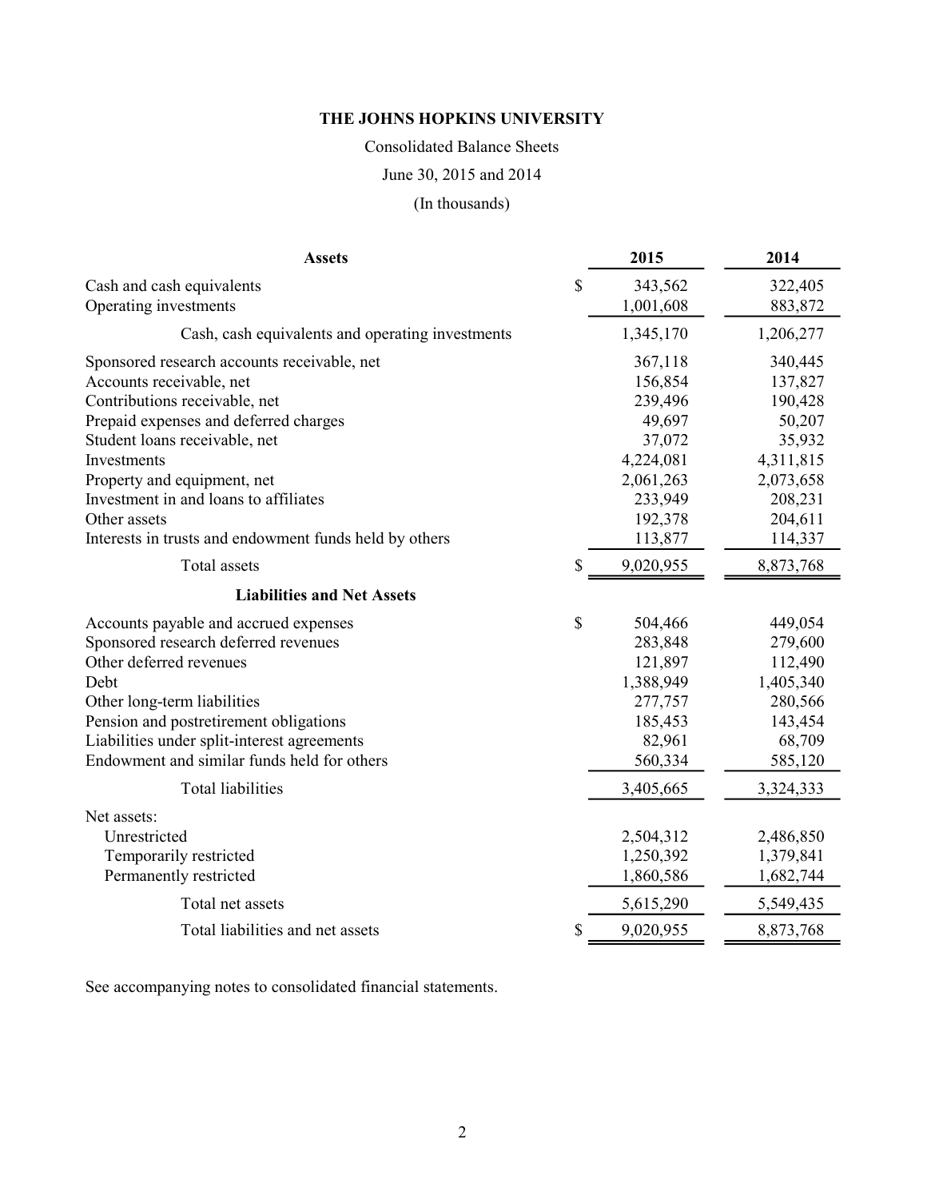**THE JOHNS HOPKINS UNIVERSITY**

Consolidated Balance Sheets

June 30, 2015 and 2014

(In thousands)

| **Assets** | | 2015 | 2014 |
|---|---|---|---|
| Cash and cash equivalents | $ | 343,562 | 322,405 |
| Operating investments | | 1,001,608 | 883,872 |
| Cash, cash equivalents and operating investments | | 1,345,170 | 1,206,277 |
| Sponsored research accounts receivable, net | | 367,118 | 340,445 |
| Accounts receivable, net | | 156,854 | 137,827 |
| Contributions receivable, net | | 239,496 | 190,428 |
| Prepaid expenses and deferred charges | | 49,697 | 50,207 |
| Student loans receivable, net | | 37,072 | 35,932 |
| Investments | | 4,224,081 | 4,311,815 |
| Property and equipment, net | | 2,061,263 | 2,073,658 |
| Investment in and loans to affiliates | | 233,949 | 208,231 |
| Other assets | | 192,378 | 204,611 |
| Interests in trusts and endowment funds held by others | | 113,877 | 114,337 |
| Total assets | $ | 9,020,955 | 8,873,768 |
| **Liabilities and Net Assets** | | | |
| Accounts payable and accrued expenses | $ | 504,466 | 449,054 |
| Sponsored research deferred revenues | | 283,848 | 279,600 |
| Other deferred revenues | | 121,897 | 112,490 |
| Debt | | 1,388,949 | 1,405,340 |
| Other long-term liabilities | | 277,757 | 280,566 |
| Pension and postretirement obligations | | 185,453 | 143,454 |
| Liabilities under split-interest agreements | | 82,961 | 68,709 |
| Endowment and similar funds held for others | | 560,334 | 585,120 |
| Total liabilities | | 3,405,665 | 3,324,333 |
| Net assets: | | | |
| Unrestricted | | 2,504,312 | 2,486,850 |
| Temporarily restricted | | 1,250,392 | 1,379,841 |
| Permanently restricted | | 1,860,586 | 1,682,744 |
| Total net assets | | 5,615,290 | 5,549,435 |
| Total liabilities and net assets | $ | 9,020,955 | 8,873,768 |

See accompanying notes to consolidated financial statements.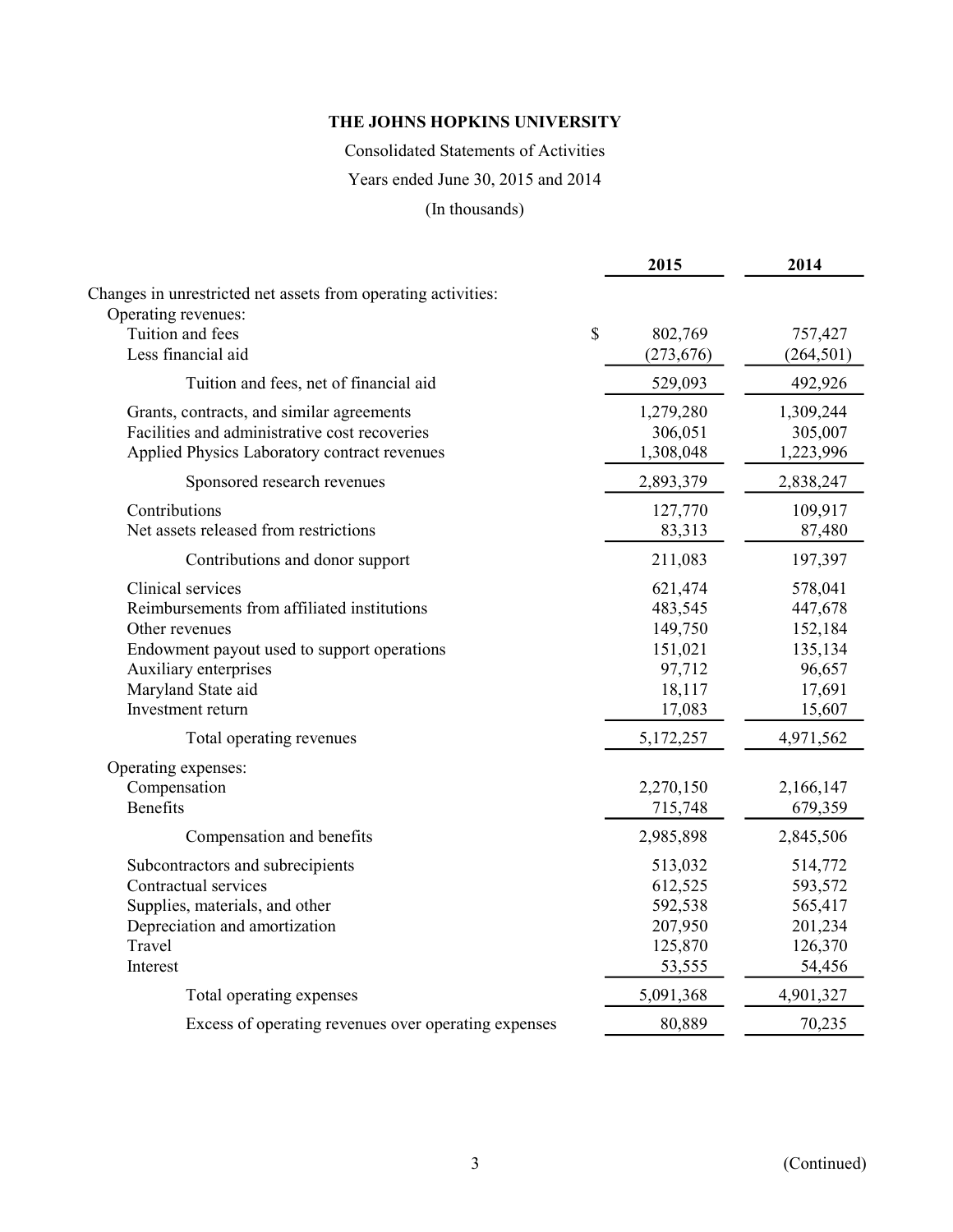**THE JOHNS HOPKINS UNIVERSITY**

Consolidated Statements of Activities

Years ended June 30, 2015 and 2014

(In thousands)

| | 2015 | 2014 |
|---|---|---|
| Changes in unrestricted net assets from operating activities: | | |
| Operating revenues: | | |
| Tuition and fees | $ 802,769 | 757,427 |
| Less financial aid | (273,676) | (264,501) |
| Tuition and fees, net of financial aid | 529,093 | 492,926 |
| Grants, contracts, and similar agreements | 1,279,280 | 1,309,244 |
| Facilities and administrative cost recoveries | 306,051 | 305,007 |
| Applied Physics Laboratory contract revenues | 1,308,048 | 1,223,996 |
| Sponsored research revenues | 2,893,379 | 2,838,247 |
| Contributions | 127,770 | 109,917 |
| Net assets released from restrictions | 83,313 | 87,480 |
| Contributions and donor support | 211,083 | 197,397 |
| Clinical services | 621,474 | 578,041 |
| Reimbursements from affiliated institutions | 483,545 | 447,678 |
| Other revenues | 149,750 | 152,184 |
| Endowment payout used to support operations | 151,021 | 135,134 |
| Auxiliary enterprises | 97,712 | 96,657 |
| Maryland State aid | 18,117 | 17,691 |
| Investment return | 17,083 | 15,607 |
| Total operating revenues | 5,172,257 | 4,971,562 |
| Operating expenses: | | |
| Compensation | 2,270,150 | 2,166,147 |
| Benefits | 715,748 | 679,359 |
| Compensation and benefits | 2,985,898 | 2,845,506 |
| Subcontractors and subrecipients | 513,032 | 514,772 |
| Contractual services | 612,525 | 593,572 |
| Supplies, materials, and other | 592,538 | 565,417 |
| Depreciation and amortization | 207,950 | 201,234 |
| Travel | 125,870 | 126,370 |
| Interest | 53,555 | 54,456 |
| Total operating expenses | 5,091,368 | 4,901,327 |
| Excess of operating revenues over operating expenses | 80,889 | 70,235 |

(Continued)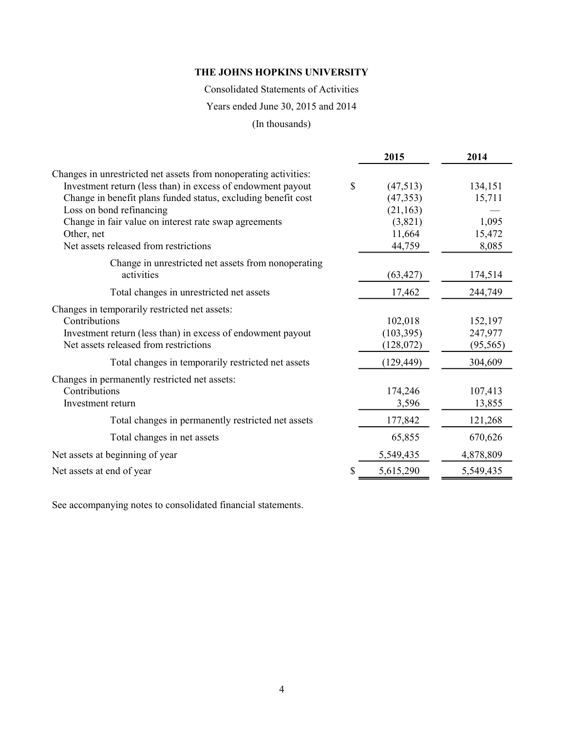**THE JOHNS HOPKINS UNIVERSITY**

Consolidated Statements of Activities

Years ended June 30, 2015 and 2014

(In thousands)

| | 2015 | 2014 |
|---|---|---|
| Changes in unrestricted net assets from nonoperating activities: | | |
| Investment return (less than) in excess of endowment payout | $ (47,513) | 134,151 |
| Change in benefit plans funded status, excluding benefit cost | (47,353) | 15,711 |
| Loss on bond refinancing | (21,163) | — |
| Change in fair value on interest rate swap agreements | (3,821) | 1,095 |
| Other, net | 11,664 | 15,472 |
| Net assets released from restrictions | 44,759 | 8,085 |
| Change in unrestricted net assets from nonoperating activities | (63,427) | 174,514 |
| Total changes in unrestricted net assets | 17,462 | 244,749 |
| Changes in temporarily restricted net assets: | | |
| Contributions | 102,018 | 152,197 |
| Investment return (less than) in excess of endowment payout | (103,395) | 247,977 |
| Net assets released from restrictions | (128,072) | (95,565) |
| Total changes in temporarily restricted net assets | (129,449) | 304,609 |
| Changes in permanently restricted net assets: | | |
| Contributions | 174,246 | 107,413 |
| Investment return | 3,596 | 13,855 |
| Total changes in permanently restricted net assets | 177,842 | 121,268 |
| Total changes in net assets | 65,855 | 670,626 |
| Net assets at beginning of year | 5,549,435 | 4,878,809 |
| Net assets at end of year | $ 5,615,290 | 5,549,435 |

See accompanying notes to consolidated financial statements.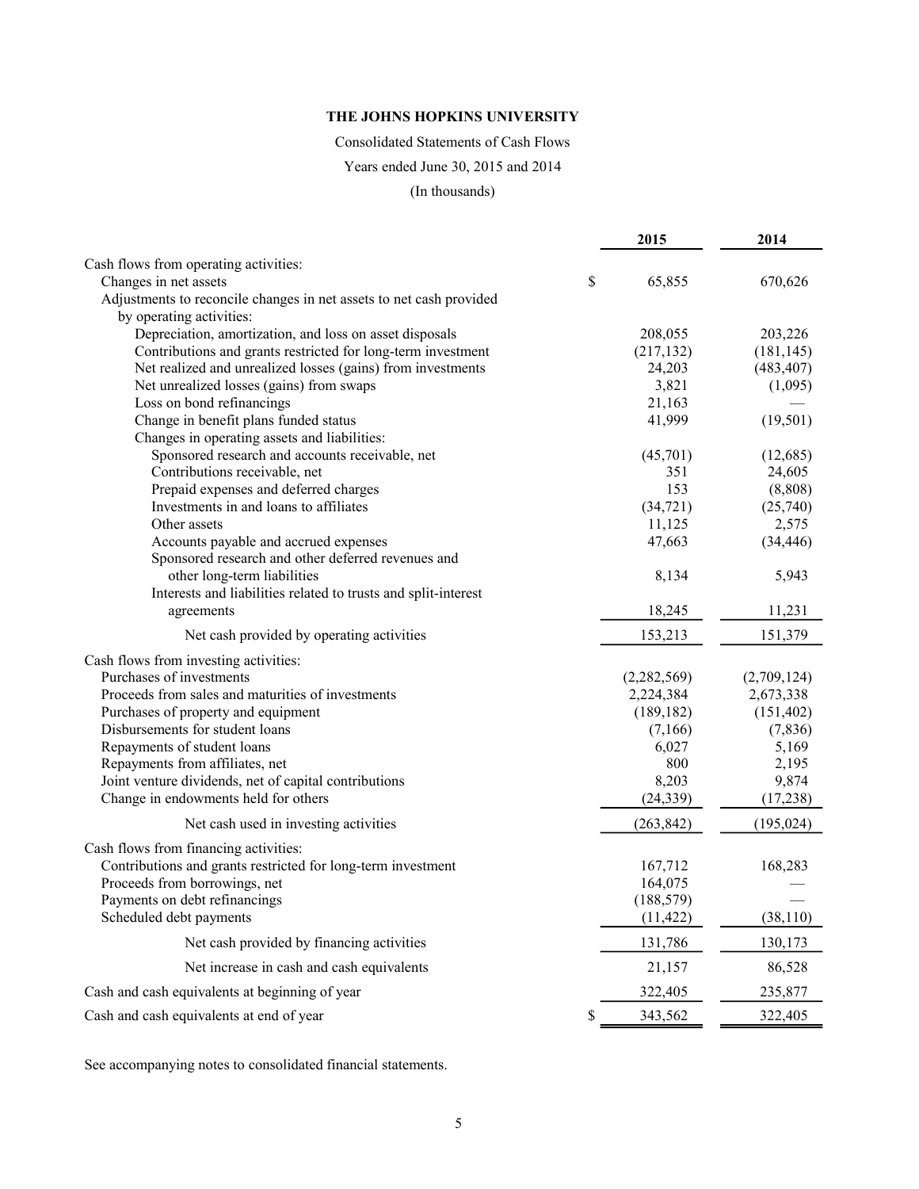**THE JOHNS HOPKINS UNIVERSITY**

Consolidated Statements of Cash Flows

Years ended June 30, 2015 and 2014

(In thousands)

| | 2015 | 2014 |
|---|---|---|
| Cash flows from operating activities: | | |
| Changes in net assets | $ 65,855 | 670,626 |
| Adjustments to reconcile changes in net assets to net cash provided by operating activities: | | |
| Depreciation, amortization, and loss on asset disposals | 208,055 | 203,226 |
| Contributions and grants restricted for long-term investment | (217,132) | (181,145) |
| Net realized and unrealized losses (gains) from investments | 24,203 | (483,407) |
| Net unrealized losses (gains) from swaps | 3,821 | (1,095) |
| Loss on bond refinancings | 21,163 | — |
| Change in benefit plans funded status | 41,999 | (19,501) |
| Changes in operating assets and liabilities: | | |
| Sponsored research and accounts receivable, net | (45,701) | (12,685) |
| Contributions receivable, net | 351 | 24,605 |
| Prepaid expenses and deferred charges | 153 | (8,808) |
| Investments in and loans to affiliates | (34,721) | (25,740) |
| Other assets | 11,125 | 2,575 |
| Accounts payable and accrued expenses | 47,663 | (34,446) |
| Sponsored research and other deferred revenues and other long-term liabilities | 8,134 | 5,943 |
| Interests and liabilities related to trusts and split-interest agreements | 18,245 | 11,231 |
| Net cash provided by operating activities | 153,213 | 151,379 |
| Cash flows from investing activities: | | |
| Purchases of investments | (2,282,569) | (2,709,124) |
| Proceeds from sales and maturities of investments | 2,224,384 | 2,673,338 |
| Purchases of property and equipment | (189,182) | (151,402) |
| Disbursements for student loans | (7,166) | (7,836) |
| Repayments of student loans | 6,027 | 5,169 |
| Repayments from affiliates, net | 800 | 2,195 |
| Joint venture dividends, net of capital contributions | 8,203 | 9,874 |
| Change in endowments held for others | (24,339) | (17,238) |
| Net cash used in investing activities | (263,842) | (195,024) |
| Cash flows from financing activities: | | |
| Contributions and grants restricted for long-term investment | 167,712 | 168,283 |
| Proceeds from borrowings, net | 164,075 | — |
| Payments on debt refinancings | (188,579) | — |
| Scheduled debt payments | (11,422) | (38,110) |
| Net cash provided by financing activities | 131,786 | 130,173 |
| Net increase in cash and cash equivalents | 21,157 | 86,528 |
| Cash and cash equivalents at beginning of year | 322,405 | 235,877 |
| Cash and cash equivalents at end of year | $ 343,562 | 322,405 |

See accompanying notes to consolidated financial statements.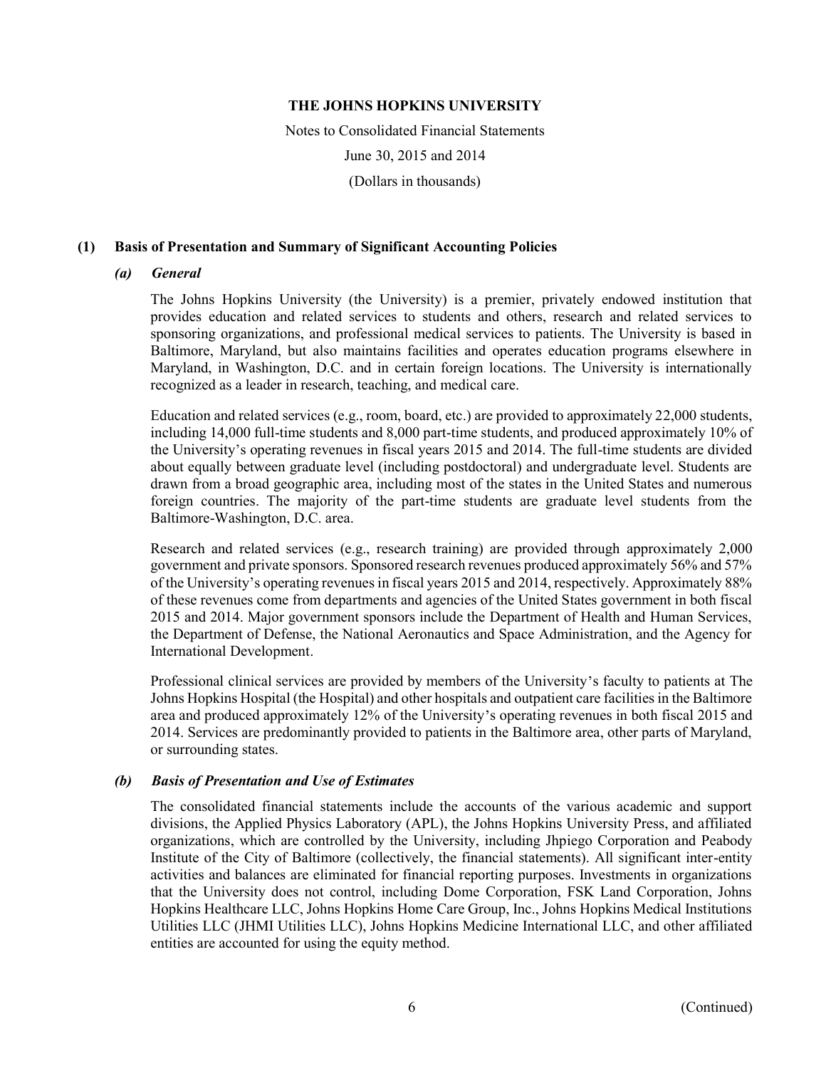**THE JOHNS HOPKINS UNIVERSITY**

Notes to Consolidated Financial Statements

June 30, 2015 and 2014

(Dollars in thousands)

## (1) Basis of Presentation and Summary of Significant Accounting Policies

### *(a) General*

The Johns Hopkins University (the University) is a premier, privately endowed institution that provides education and related services to students and others, research and related services to sponsoring organizations, and professional medical services to patients. The University is based in Baltimore, Maryland, but also maintains facilities and operates education programs elsewhere in Maryland, in Washington, D.C. and in certain foreign locations. The University is internationally recognized as a leader in research, teaching, and medical care.

Education and related services (e.g., room, board, etc.) are provided to approximately 22,000 students, including 14,000 full-time students and 8,000 part-time students, and produced approximately 10% of the University's operating revenues in fiscal years 2015 and 2014. The full-time students are divided about equally between graduate level (including postdoctoral) and undergraduate level. Students are drawn from a broad geographic area, including most of the states in the United States and numerous foreign countries. The majority of the part-time students are graduate level students from the Baltimore-Washington, D.C. area.

Research and related services (e.g., research training) are provided through approximately 2,000 government and private sponsors. Sponsored research revenues produced approximately 56% and 57% of the University's operating revenues in fiscal years 2015 and 2014, respectively. Approximately 88% of these revenues come from departments and agencies of the United States government in both fiscal 2015 and 2014. Major government sponsors include the Department of Health and Human Services, the Department of Defense, the National Aeronautics and Space Administration, and the Agency for International Development.

Professional clinical services are provided by members of the University's faculty to patients at The Johns Hopkins Hospital (the Hospital) and other hospitals and outpatient care facilities in the Baltimore area and produced approximately 12% of the University's operating revenues in both fiscal 2015 and 2014. Services are predominantly provided to patients in the Baltimore area, other parts of Maryland, or surrounding states.

### *(b) Basis of Presentation and Use of Estimates*

The consolidated financial statements include the accounts of the various academic and support divisions, the Applied Physics Laboratory (APL), the Johns Hopkins University Press, and affiliated organizations, which are controlled by the University, including Jhpiego Corporation and Peabody Institute of the City of Baltimore (collectively, the financial statements). All significant inter-entity activities and balances are eliminated for financial reporting purposes. Investments in organizations that the University does not control, including Dome Corporation, FSK Land Corporation, Johns Hopkins Healthcare LLC, Johns Hopkins Home Care Group, Inc., Johns Hopkins Medical Institutions Utilities LLC (JHMI Utilities LLC), Johns Hopkins Medicine International LLC, and other affiliated entities are accounted for using the equity method.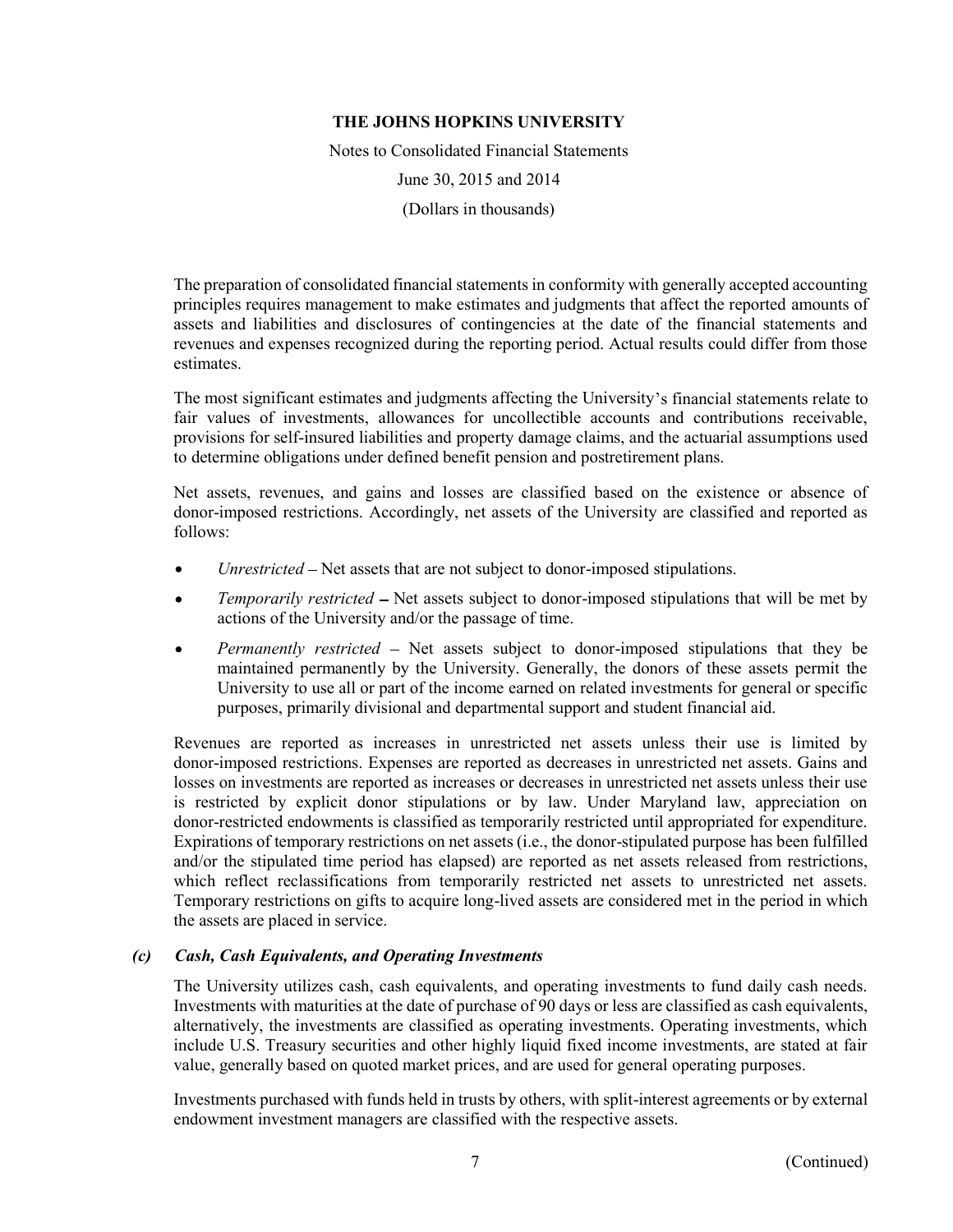The preparation of consolidated financial statements in conformity with generally accepted accounting principles requires management to make estimates and judgments that affect the reported amounts of assets and liabilities and disclosures of contingencies at the date of the financial statements and revenues and expenses recognized during the reporting period. Actual results could differ from those estimates.

The most significant estimates and judgments affecting the University's financial statements relate to fair values of investments, allowances for uncollectible accounts and contributions receivable, provisions for self-insured liabilities and property damage claims, and the actuarial assumptions used to determine obligations under defined benefit pension and postretirement plans.

Net assets, revenues, and gains and losses are classified based on the existence or absence of donor-imposed restrictions. Accordingly, net assets of the University are classified and reported as follows:

- *Unrestricted* – Net assets that are not subject to donor-imposed stipulations.
- *Temporarily restricted* – Net assets subject to donor-imposed stipulations that will be met by actions of the University and/or the passage of time.
- *Permanently restricted* – Net assets subject to donor-imposed stipulations that they be maintained permanently by the University. Generally, the donors of these assets permit the University to use all or part of the income earned on related investments for general or specific purposes, primarily divisional and departmental support and student financial aid.

Revenues are reported as increases in unrestricted net assets unless their use is limited by donor-imposed restrictions. Expenses are reported as decreases in unrestricted net assets. Gains and losses on investments are reported as increases or decreases in unrestricted net assets unless their use is restricted by explicit donor stipulations or by law. Under Maryland law, appreciation on donor-restricted endowments is classified as temporarily restricted until appropriated for expenditure. Expirations of temporary restrictions on net assets (i.e., the donor-stipulated purpose has been fulfilled and/or the stipulated time period has elapsed) are reported as net assets released from restrictions, which reflect reclassifications from temporarily restricted net assets to unrestricted net assets. Temporary restrictions on gifts to acquire long-lived assets are considered met in the period in which the assets are placed in service.

### *(c) Cash, Cash Equivalents, and Operating Investments*

The University utilizes cash, cash equivalents, and operating investments to fund daily cash needs. Investments with maturities at the date of purchase of 90 days or less are classified as cash equivalents, alternatively, the investments are classified as operating investments. Operating investments, which include U.S. Treasury securities and other highly liquid fixed income investments, are stated at fair value, generally based on quoted market prices, and are used for general operating purposes.

Investments purchased with funds held in trusts by others, with split-interest agreements or by external endowment investment managers are classified with the respective assets.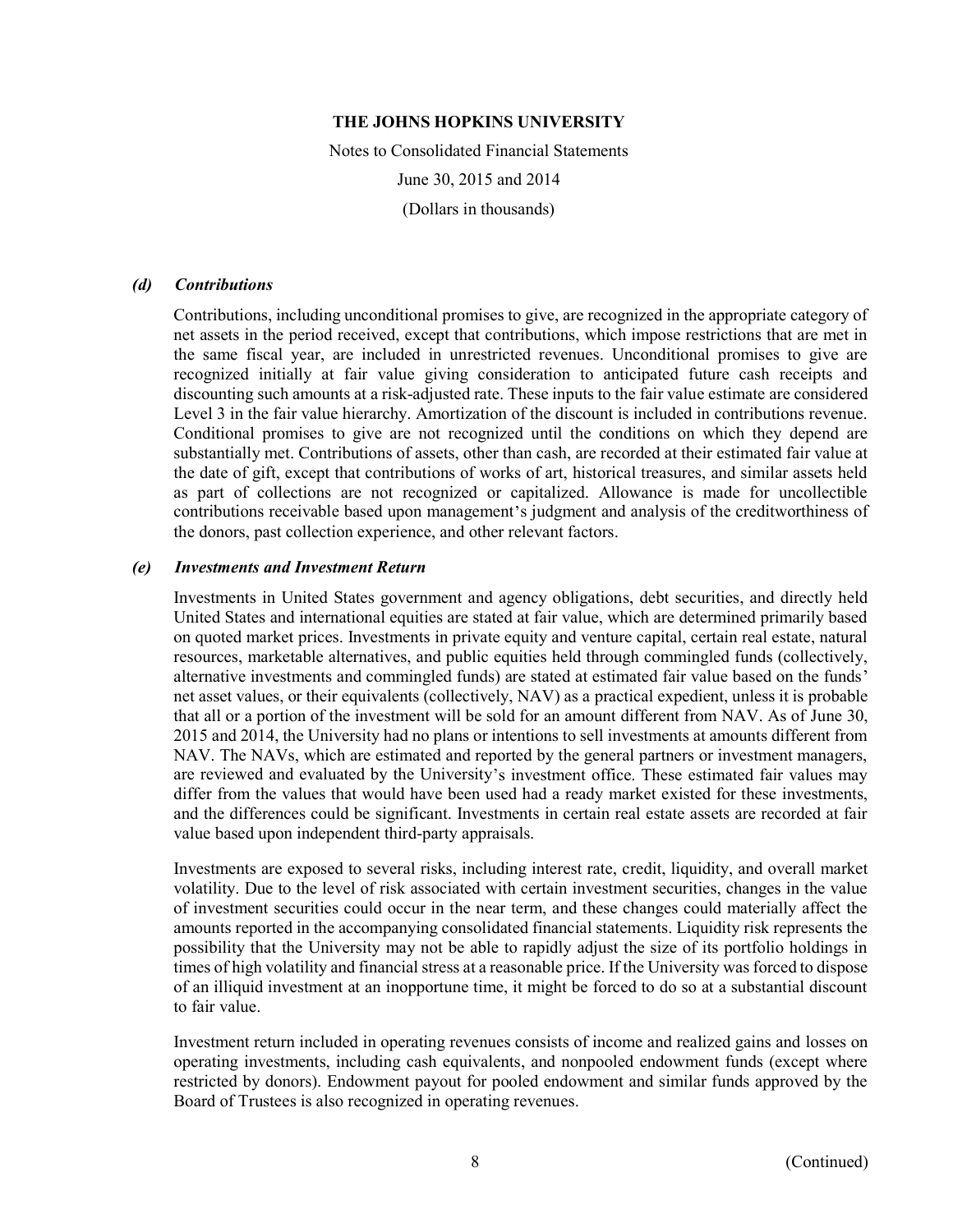### *(d) Contributions*

Contributions, including unconditional promises to give, are recognized in the appropriate category of net assets in the period received, except that contributions, which impose restrictions that are met in the same fiscal year, are included in unrestricted revenues. Unconditional promises to give are recognized initially at fair value giving consideration to anticipated future cash receipts and discounting such amounts at a risk-adjusted rate. These inputs to the fair value estimate are considered Level 3 in the fair value hierarchy. Amortization of the discount is included in contributions revenue. Conditional promises to give are not recognized until the conditions on which they depend are substantially met. Contributions of assets, other than cash, are recorded at their estimated fair value at the date of gift, except that contributions of works of art, historical treasures, and similar assets held as part of collections are not recognized or capitalized. Allowance is made for uncollectible contributions receivable based upon management's judgment and analysis of the creditworthiness of the donors, past collection experience, and other relevant factors.

### *(e) Investments and Investment Return*

Investments in United States government and agency obligations, debt securities, and directly held United States and international equities are stated at fair value, which are determined primarily based on quoted market prices. Investments in private equity and venture capital, certain real estate, natural resources, marketable alternatives, and public equities held through commingled funds (collectively, alternative investments and commingled funds) are stated at estimated fair value based on the funds' net asset values, or their equivalents (collectively, NAV) as a practical expedient, unless it is probable that all or a portion of the investment will be sold for an amount different from NAV. As of June 30, 2015 and 2014, the University had no plans or intentions to sell investments at amounts different from NAV. The NAVs, which are estimated and reported by the general partners or investment managers, are reviewed and evaluated by the University's investment office. These estimated fair values may differ from the values that would have been used had a ready market existed for these investments, and the differences could be significant. Investments in certain real estate assets are recorded at fair value based upon independent third-party appraisals.

Investments are exposed to several risks, including interest rate, credit, liquidity, and overall market volatility. Due to the level of risk associated with certain investment securities, changes in the value of investment securities could occur in the near term, and these changes could materially affect the amounts reported in the accompanying consolidated financial statements. Liquidity risk represents the possibility that the University may not be able to rapidly adjust the size of its portfolio holdings in times of high volatility and financial stress at a reasonable price. If the University was forced to dispose of an illiquid investment at an inopportune time, it might be forced to do so at a substantial discount to fair value.

Investment return included in operating revenues consists of income and realized gains and losses on operating investments, including cash equivalents, and nonpooled endowment funds (except where restricted by donors). Endowment payout for pooled endowment and similar funds approved by the Board of Trustees is also recognized in operating revenues.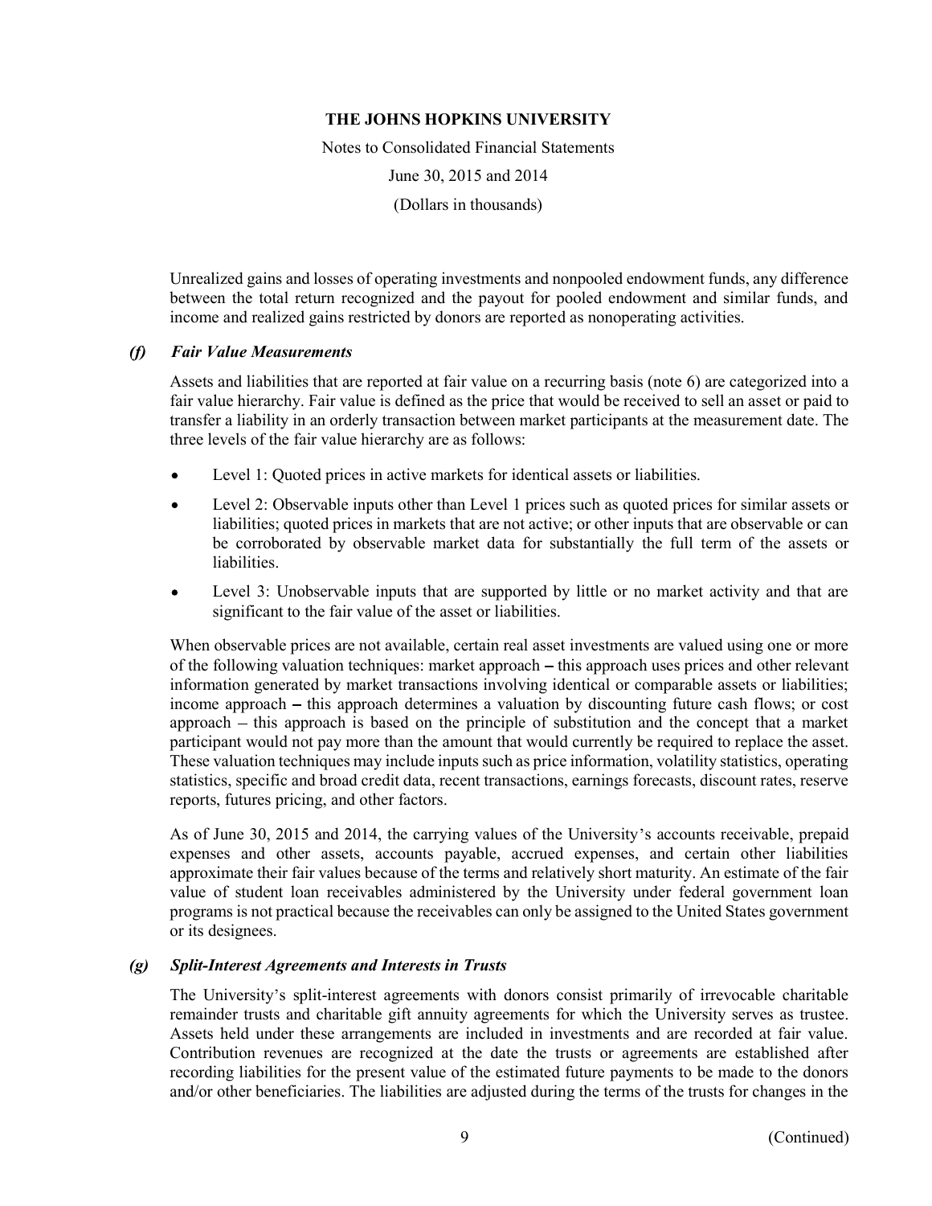Unrealized gains and losses of operating investments and nonpooled endowment funds, any difference between the total return recognized and the payout for pooled endowment and similar funds, and income and realized gains restricted by donors are reported as nonoperating activities.

### *(f) Fair Value Measurements*

Assets and liabilities that are reported at fair value on a recurring basis (note 6) are categorized into a fair value hierarchy. Fair value is defined as the price that would be received to sell an asset or paid to transfer a liability in an orderly transaction between market participants at the measurement date. The three levels of the fair value hierarchy are as follows:

- Level 1: Quoted prices in active markets for identical assets or liabilities.
- Level 2: Observable inputs other than Level 1 prices such as quoted prices for similar assets or liabilities; quoted prices in markets that are not active; or other inputs that are observable or can be corroborated by observable market data for substantially the full term of the assets or liabilities.
- Level 3: Unobservable inputs that are supported by little or no market activity and that are significant to the fair value of the asset or liabilities.

When observable prices are not available, certain real asset investments are valued using one or more of the following valuation techniques: market approach – this approach uses prices and other relevant information generated by market transactions involving identical or comparable assets or liabilities; income approach – this approach determines a valuation by discounting future cash flows; or cost approach – this approach is based on the principle of substitution and the concept that a market participant would not pay more than the amount that would currently be required to replace the asset. These valuation techniques may include inputs such as price information, volatility statistics, operating statistics, specific and broad credit data, recent transactions, earnings forecasts, discount rates, reserve reports, futures pricing, and other factors.

As of June 30, 2015 and 2014, the carrying values of the University's accounts receivable, prepaid expenses and other assets, accounts payable, accrued expenses, and certain other liabilities approximate their fair values because of the terms and relatively short maturity. An estimate of the fair value of student loan receivables administered by the University under federal government loan programs is not practical because the receivables can only be assigned to the United States government or its designees.

### *(g) Split-Interest Agreements and Interests in Trusts*

The University's split-interest agreements with donors consist primarily of irrevocable charitable remainder trusts and charitable gift annuity agreements for which the University serves as trustee. Assets held under these arrangements are included in investments and are recorded at fair value. Contribution revenues are recognized at the date the trusts or agreements are established after recording liabilities for the present value of the estimated future payments to be made to the donors and/or other beneficiaries. The liabilities are adjusted during the terms of the trusts for changes in the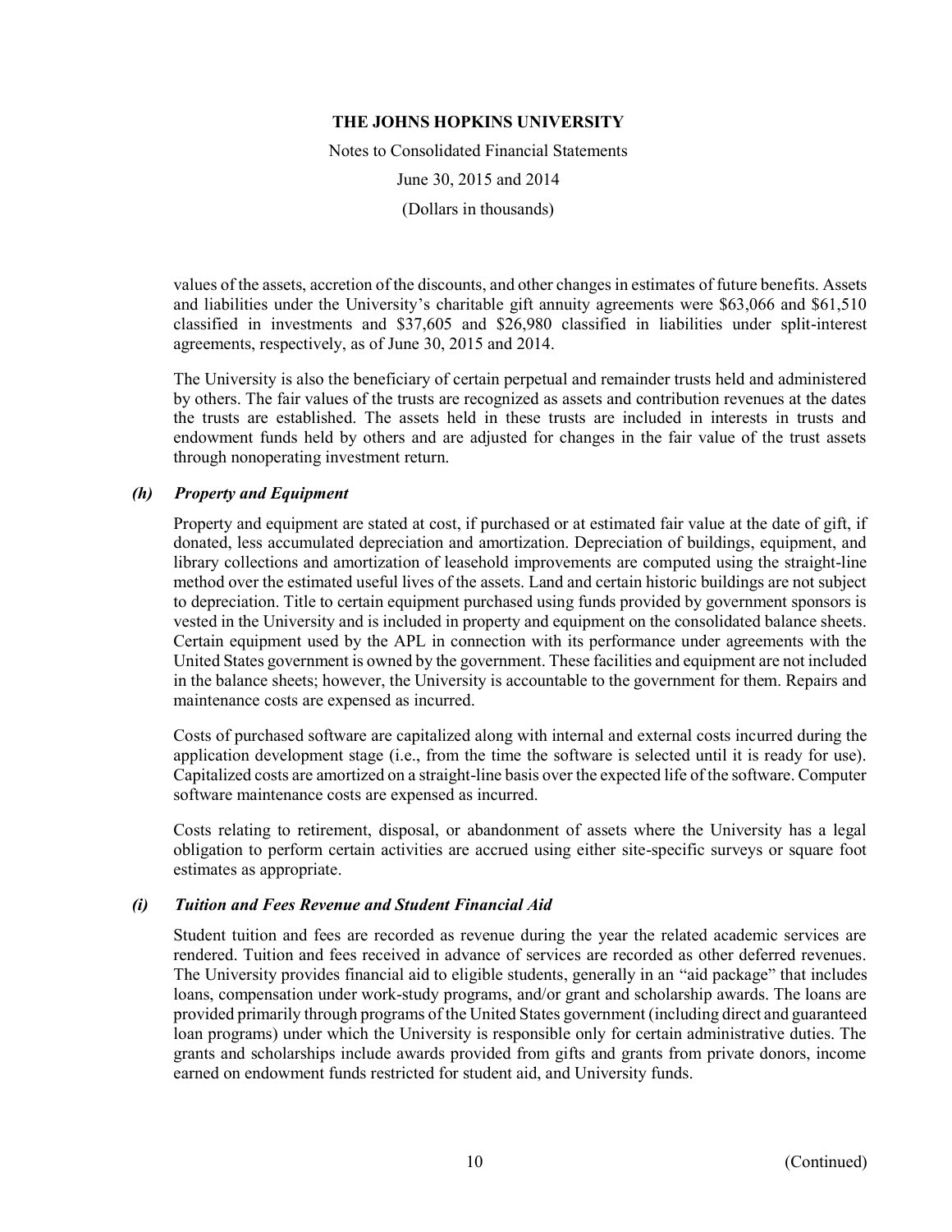values of the assets, accretion of the discounts, and other changes in estimates of future benefits. Assets and liabilities under the University's charitable gift annuity agreements were \$63,066 and \$61,510 classified in investments and \$37,605 and \$26,980 classified in liabilities under split-interest agreements, respectively, as of June 30, 2015 and 2014.

The University is also the beneficiary of certain perpetual and remainder trusts held and administered by others. The fair values of the trusts are recognized as assets and contribution revenues at the dates the trusts are established. The assets held in these trusts are included in interests in trusts and endowment funds held by others and are adjusted for changes in the fair value of the trust assets through nonoperating investment return.

### *(h) Property and Equipment*

Property and equipment are stated at cost, if purchased or at estimated fair value at the date of gift, if donated, less accumulated depreciation and amortization. Depreciation of buildings, equipment, and library collections and amortization of leasehold improvements are computed using the straight-line method over the estimated useful lives of the assets. Land and certain historic buildings are not subject to depreciation. Title to certain equipment purchased using funds provided by government sponsors is vested in the University and is included in property and equipment on the consolidated balance sheets. Certain equipment used by the APL in connection with its performance under agreements with the United States government is owned by the government. These facilities and equipment are not included in the balance sheets; however, the University is accountable to the government for them. Repairs and maintenance costs are expensed as incurred.

Costs of purchased software are capitalized along with internal and external costs incurred during the application development stage (i.e., from the time the software is selected until it is ready for use). Capitalized costs are amortized on a straight-line basis over the expected life of the software. Computer software maintenance costs are expensed as incurred.

Costs relating to retirement, disposal, or abandonment of assets where the University has a legal obligation to perform certain activities are accrued using either site-specific surveys or square foot estimates as appropriate.

### *(i) Tuition and Fees Revenue and Student Financial Aid*

Student tuition and fees are recorded as revenue during the year the related academic services are rendered. Tuition and fees received in advance of services are recorded as other deferred revenues. The University provides financial aid to eligible students, generally in an "aid package" that includes loans, compensation under work-study programs, and/or grant and scholarship awards. The loans are provided primarily through programs of the United States government (including direct and guaranteed loan programs) under which the University is responsible only for certain administrative duties. The grants and scholarships include awards provided from gifts and grants from private donors, income earned on endowment funds restricted for student aid, and University funds.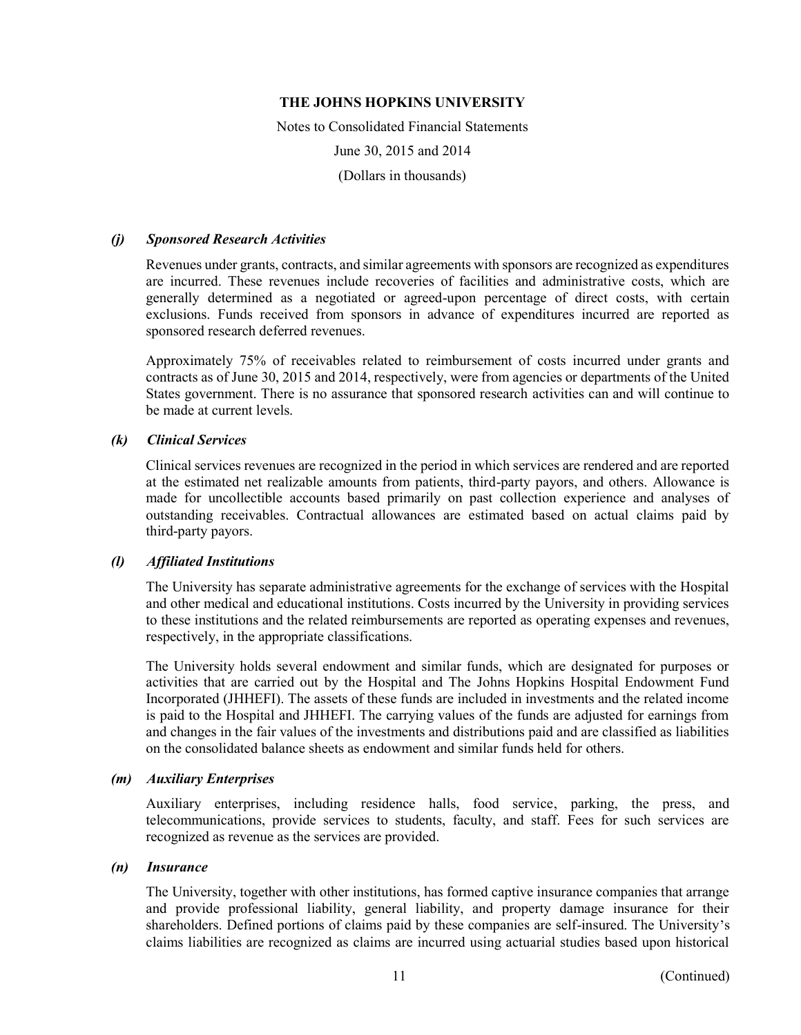### *(j) Sponsored Research Activities*

Revenues under grants, contracts, and similar agreements with sponsors are recognized as expenditures are incurred. These revenues include recoveries of facilities and administrative costs, which are generally determined as a negotiated or agreed-upon percentage of direct costs, with certain exclusions. Funds received from sponsors in advance of expenditures incurred are reported as sponsored research deferred revenues.

Approximately 75% of receivables related to reimbursement of costs incurred under grants and contracts as of June 30, 2015 and 2014, respectively, were from agencies or departments of the United States government. There is no assurance that sponsored research activities can and will continue to be made at current levels.

### *(k) Clinical Services*

Clinical services revenues are recognized in the period in which services are rendered and are reported at the estimated net realizable amounts from patients, third-party payors, and others. Allowance is made for uncollectible accounts based primarily on past collection experience and analyses of outstanding receivables. Contractual allowances are estimated based on actual claims paid by third-party payors.

### *(l) Affiliated Institutions*

The University has separate administrative agreements for the exchange of services with the Hospital and other medical and educational institutions. Costs incurred by the University in providing services to these institutions and the related reimbursements are reported as operating expenses and revenues, respectively, in the appropriate classifications.

The University holds several endowment and similar funds, which are designated for purposes or activities that are carried out by the Hospital and The Johns Hopkins Hospital Endowment Fund Incorporated (JHHEFI). The assets of these funds are included in investments and the related income is paid to the Hospital and JHHEFI. The carrying values of the funds are adjusted for earnings from and changes in the fair values of the investments and distributions paid and are classified as liabilities on the consolidated balance sheets as endowment and similar funds held for others.

### *(m) Auxiliary Enterprises*

Auxiliary enterprises, including residence halls, food service, parking, the press, and telecommunications, provide services to students, faculty, and staff. Fees for such services are recognized as revenue as the services are provided.

### *(n) Insurance*

The University, together with other institutions, has formed captive insurance companies that arrange and provide professional liability, general liability, and property damage insurance for their shareholders. Defined portions of claims paid by these companies are self-insured. The University's claims liabilities are recognized as claims are incurred using actuarial studies based upon historical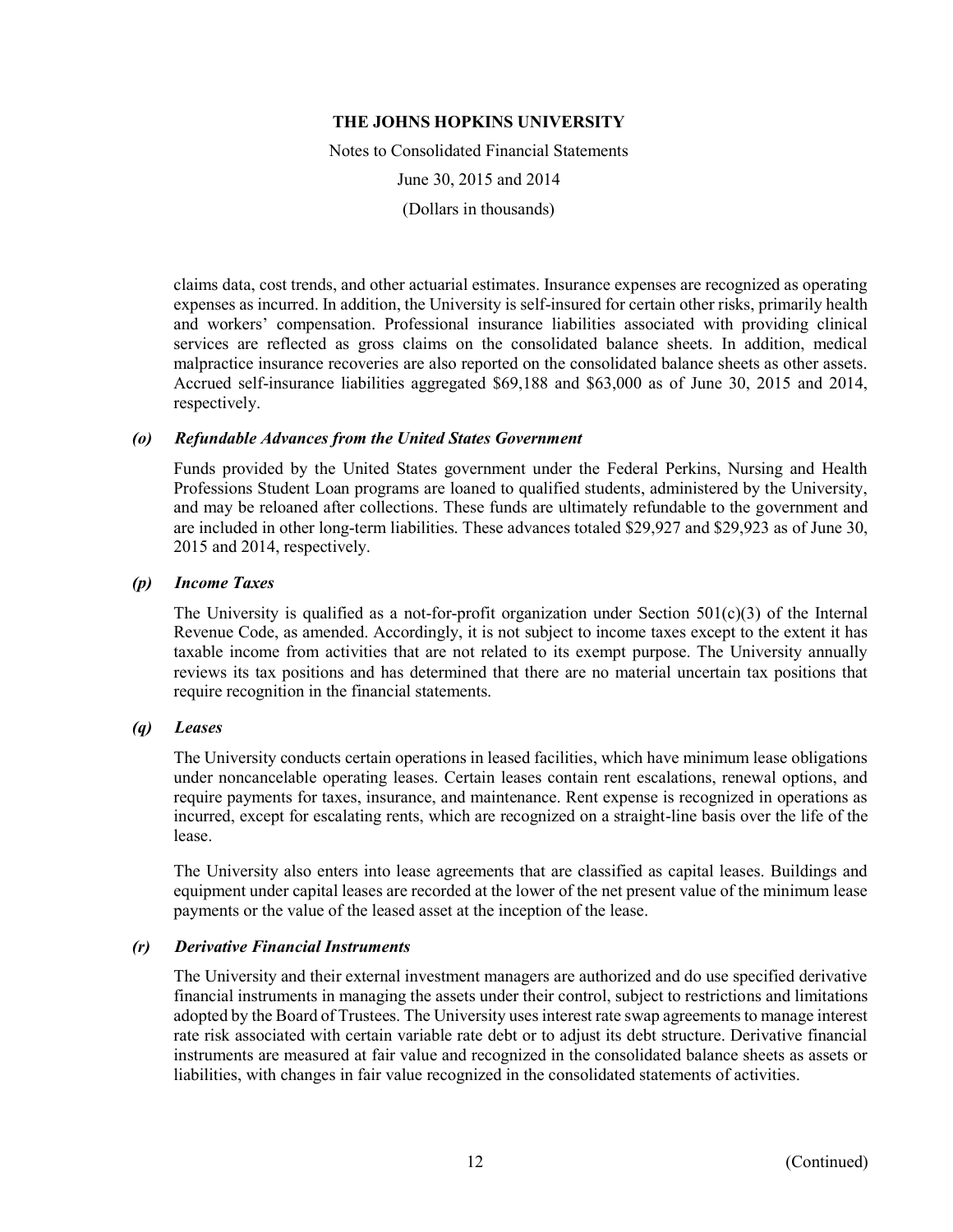claims data, cost trends, and other actuarial estimates. Insurance expenses are recognized as operating expenses as incurred. In addition, the University is self-insured for certain other risks, primarily health and workers' compensation. Professional insurance liabilities associated with providing clinical services are reflected as gross claims on the consolidated balance sheets. In addition, medical malpractice insurance recoveries are also reported on the consolidated balance sheets as other assets. Accrued self-insurance liabilities aggregated $69,188 and $63,000 as of June 30, 2015 and 2014, respectively.

### *(o) Refundable Advances from the United States Government*

Funds provided by the United States government under the Federal Perkins, Nursing and Health Professions Student Loan programs are loaned to qualified students, administered by the University, and may be reloaned after collections. These funds are ultimately refundable to the government and are included in other long-term liabilities. These advances totaled $29,927 and $29,923 as of June 30, 2015 and 2014, respectively.

### *(p) Income Taxes*

The University is qualified as a not-for-profit organization under Section 501(c)(3) of the Internal Revenue Code, as amended. Accordingly, it is not subject to income taxes except to the extent it has taxable income from activities that are not related to its exempt purpose. The University annually reviews its tax positions and has determined that there are no material uncertain tax positions that require recognition in the financial statements.

### *(q) Leases*

The University conducts certain operations in leased facilities, which have minimum lease obligations under noncancelable operating leases. Certain leases contain rent escalations, renewal options, and require payments for taxes, insurance, and maintenance. Rent expense is recognized in operations as incurred, except for escalating rents, which are recognized on a straight-line basis over the life of the lease.

The University also enters into lease agreements that are classified as capital leases. Buildings and equipment under capital leases are recorded at the lower of the net present value of the minimum lease payments or the value of the leased asset at the inception of the lease.

### *(r) Derivative Financial Instruments*

The University and their external investment managers are authorized and do use specified derivative financial instruments in managing the assets under their control, subject to restrictions and limitations adopted by the Board of Trustees. The University uses interest rate swap agreements to manage interest rate risk associated with certain variable rate debt or to adjust its debt structure. Derivative financial instruments are measured at fair value and recognized in the consolidated balance sheets as assets or liabilities, with changes in fair value recognized in the consolidated statements of activities.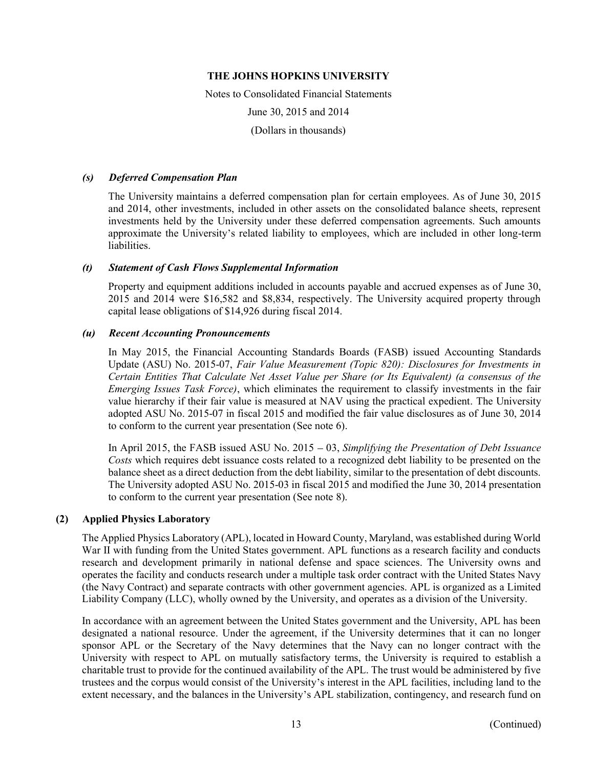#### *(s) Deferred Compensation Plan*

The University maintains a deferred compensation plan for certain employees. As of June 30, 2015 and 2014, other investments, included in other assets on the consolidated balance sheets, represent investments held by the University under these deferred compensation agreements. Such amounts approximate the University's related liability to employees, which are included in other long-term liabilities.

#### *(t) Statement of Cash Flows Supplemental Information*

Property and equipment additions included in accounts payable and accrued expenses as of June 30, 2015 and 2014 were \$16,582 and \$8,834, respectively. The University acquired property through capital lease obligations of \$14,926 during fiscal 2014.

#### *(u) Recent Accounting Pronouncements*

In May 2015, the Financial Accounting Standards Boards (FASB) issued Accounting Standards Update (ASU) No. 2015-07, *Fair Value Measurement (Topic 820): Disclosures for Investments in Certain Entities That Calculate Net Asset Value per Share (or Its Equivalent) (a consensus of the Emerging Issues Task Force)*, which eliminates the requirement to classify investments in the fair value hierarchy if their fair value is measured at NAV using the practical expedient. The University adopted ASU No. 2015-07 in fiscal 2015 and modified the fair value disclosures as of June 30, 2014 to conform to the current year presentation (See note 6).

In April 2015, the FASB issued ASU No. 2015 – 03, *Simplifying the Presentation of Debt Issuance Costs* which requires debt issuance costs related to a recognized debt liability to be presented on the balance sheet as a direct deduction from the debt liability, similar to the presentation of debt discounts. The University adopted ASU No. 2015-03 in fiscal 2015 and modified the June 30, 2014 presentation to conform to the current year presentation (See note 8).

## (2) Applied Physics Laboratory

The Applied Physics Laboratory (APL), located in Howard County, Maryland, was established during World War II with funding from the United States government. APL functions as a research facility and conducts research and development primarily in national defense and space sciences. The University owns and operates the facility and conducts research under a multiple task order contract with the United States Navy (the Navy Contract) and separate contracts with other government agencies. APL is organized as a Limited Liability Company (LLC), wholly owned by the University, and operates as a division of the University.

In accordance with an agreement between the United States government and the University, APL has been designated a national resource. Under the agreement, if the University determines that it can no longer sponsor APL or the Secretary of the Navy determines that the Navy can no longer contract with the University with respect to APL on mutually satisfactory terms, the University is required to establish a charitable trust to provide for the continued availability of the APL. The trust would be administered by five trustees and the corpus would consist of the University's interest in the APL facilities, including land to the extent necessary, and the balances in the University's APL stabilization, contingency, and research fund on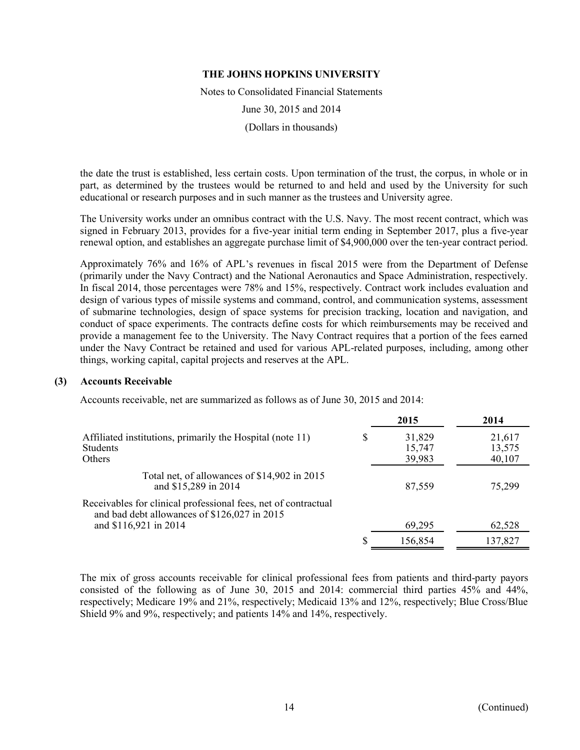the date the trust is established, less certain costs. Upon termination of the trust, the corpus, in whole or in part, as determined by the trustees would be returned to and held and used by the University for such educational or research purposes and in such manner as the trustees and University agree.

The University works under an omnibus contract with the U.S. Navy. The most recent contract, which was signed in February 2013, provides for a five-year initial term ending in September 2017, plus a five-year renewal option, and establishes an aggregate purchase limit of $4,900,000 over the ten-year contract period.

Approximately 76% and 16% of APL's revenues in fiscal 2015 were from the Department of Defense (primarily under the Navy Contract) and the National Aeronautics and Space Administration, respectively. In fiscal 2014, those percentages were 78% and 15%, respectively. Contract work includes evaluation and design of various types of missile systems and command, control, and communication systems, assessment of submarine technologies, design of space systems for precision tracking, location and navigation, and conduct of space experiments. The contracts define costs for which reimbursements may be received and provide a management fee to the University. The Navy Contract requires that a portion of the fees earned under the Navy Contract be retained and used for various APL-related purposes, including, among other things, working capital, capital projects and reserves at the APL.

## (3) Accounts Receivable

Accounts receivable, net are summarized as follows as of June 30, 2015 and 2014:

| | 2015 | 2014 |
|---|---|---|
| Affiliated institutions, primarily the Hospital (note 11) | $ 31,829 | 21,617 |
| Students | 15,747 | 13,575 |
| Others | 39,983 | 40,107 |
| Total net, of allowances of $14,902 in 2015 and $15,289 in 2014 | 87,559 | 75,299 |
| Receivables for clinical professional fees, net of contractual and bad debt allowances of $126,027 in 2015 and $116,921 in 2014 | 69,295 | 62,528 |
| | $ 156,854 | 137,827 |

The mix of gross accounts receivable for clinical professional fees from patients and third-party payors consisted of the following as of June 30, 2015 and 2014: commercial third parties 45% and 44%, respectively; Medicare 19% and 21%, respectively; Medicaid 13% and 12%, respectively; Blue Cross/Blue Shield 9% and 9%, respectively; and patients 14% and 14%, respectively.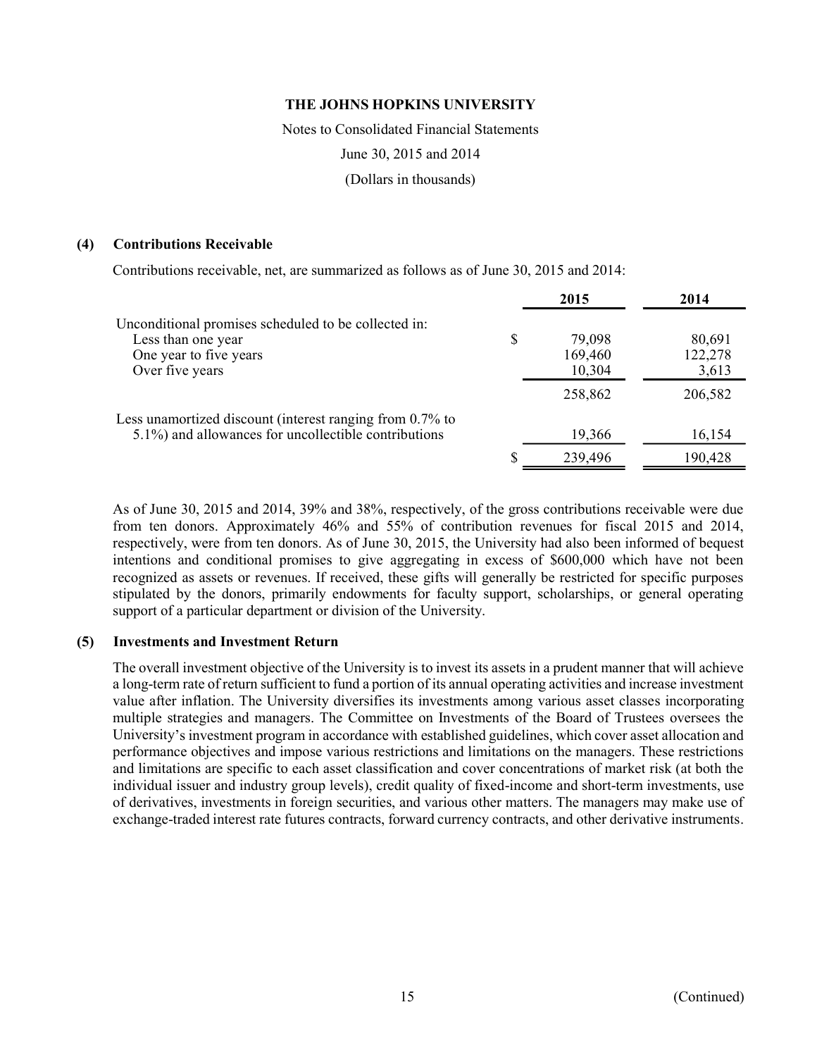**THE JOHNS HOPKINS UNIVERSITY**

Notes to Consolidated Financial Statements

June 30, 2015 and 2014

(Dollars in thousands)

## (4) Contributions Receivable

Contributions receivable, net, are summarized as follows as of June 30, 2015 and 2014:

| | 2015 | 2014 |
|---|---|---|
| Unconditional promises scheduled to be collected in: | | |
| Less than one year | $ 79,098 | 80,691 |
| One year to five years | 169,460 | 122,278 |
| Over five years | 10,304 | 3,613 |
| | 258,862 | 206,582 |
| Less unamortized discount (interest ranging from 0.7% to 5.1%) and allowances for uncollectible contributions | 19,366 | 16,154 |
| | $ 239,496 | 190,428 |

As of June 30, 2015 and 2014, 39% and 38%, respectively, of the gross contributions receivable were due from ten donors. Approximately 46% and 55% of contribution revenues for fiscal 2015 and 2014, respectively, were from ten donors. As of June 30, 2015, the University had also been informed of bequest intentions and conditional promises to give aggregating in excess of $600,000 which have not been recognized as assets or revenues. If received, these gifts will generally be restricted for specific purposes stipulated by the donors, primarily endowments for faculty support, scholarships, or general operating support of a particular department or division of the University.

## (5) Investments and Investment Return

The overall investment objective of the University is to invest its assets in a prudent manner that will achieve a long-term rate of return sufficient to fund a portion of its annual operating activities and increase investment value after inflation. The University diversifies its investments among various asset classes incorporating multiple strategies and managers. The Committee on Investments of the Board of Trustees oversees the University's investment program in accordance with established guidelines, which cover asset allocation and performance objectives and impose various restrictions and limitations on the managers. These restrictions and limitations are specific to each asset classification and cover concentrations of market risk (at both the individual issuer and industry group levels), credit quality of fixed-income and short-term investments, use of derivatives, investments in foreign securities, and various other matters. The managers may make use of exchange-traded interest rate futures contracts, forward currency contracts, and other derivative instruments.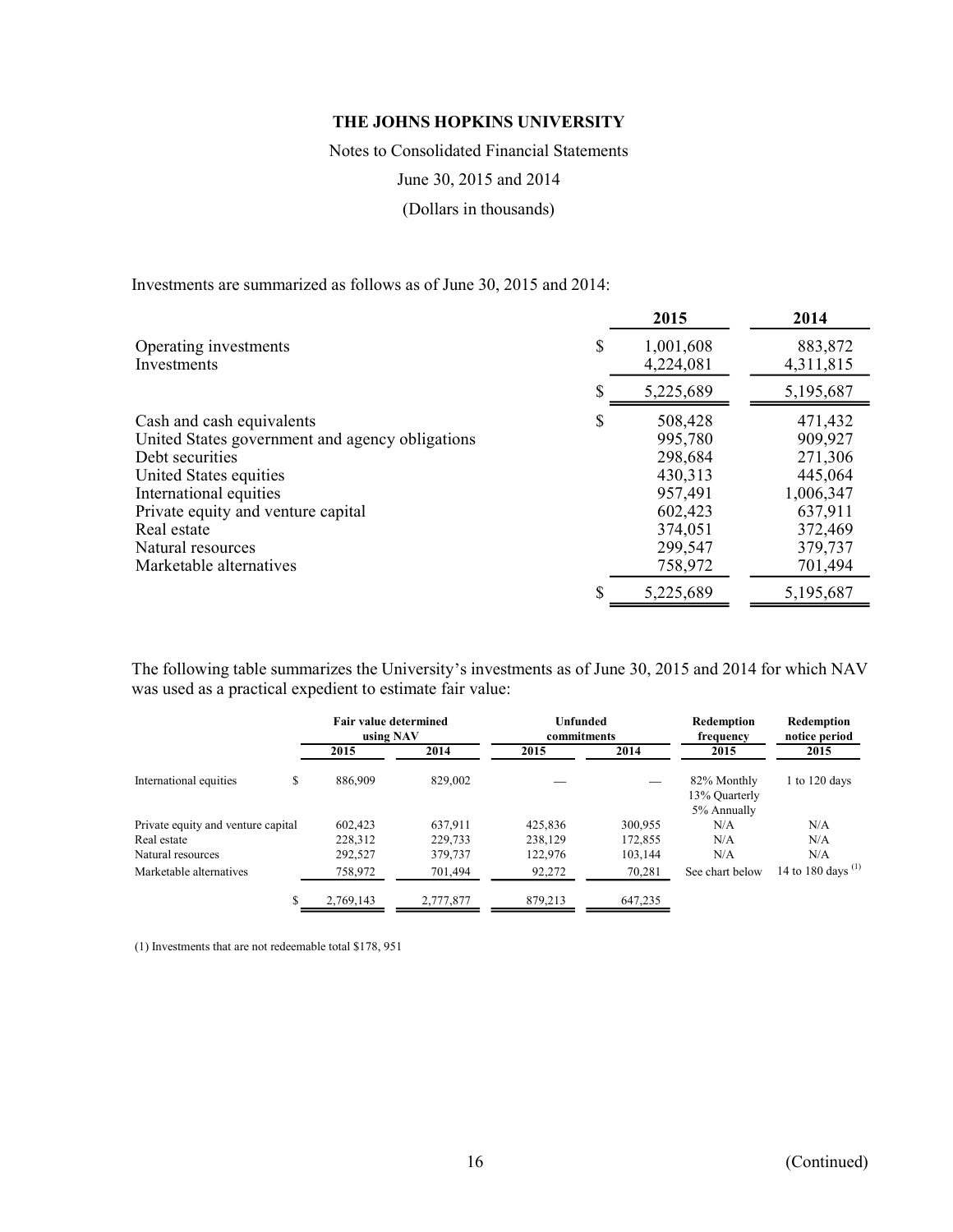THE JOHNS HOPKINS UNIVERSITY

Notes to Consolidated Financial Statements

June 30, 2015 and 2014

(Dollars in thousands)

Investments are summarized as follows as of June 30, 2015 and 2014:

| | | 2015 | 2014 |
|---|---|---|---|
| Operating investments | $ | 1,001,608 | 883,872 |
| Investments | | 4,224,081 | 4,311,815 |
| | $ | 5,225,689 | 5,195,687 |
| Cash and cash equivalents | $ | 508,428 | 471,432 |
| United States government and agency obligations | | 995,780 | 909,927 |
| Debt securities | | 298,684 | 271,306 |
| United States equities | | 430,313 | 445,064 |
| International equities | | 957,491 | 1,006,347 |
| Private equity and venture capital | | 602,423 | 637,911 |
| Real estate | | 374,051 | 372,469 |
| Natural resources | | 299,547 | 379,737 |
| Marketable alternatives | | 758,972 | 701,494 |
| | $ | 5,225,689 | 5,195,687 |

The following table summarizes the University's investments as of June 30, 2015 and 2014 for which NAV was used as a practical expedient to estimate fair value:

| | Fair value determined using NAV | | Unfunded commitments | | Redemption frequency | Redemption notice period |
|---|---|---|---|---|---|---|
| | 2015 | 2014 | 2015 | 2014 | 2015 | 2015 |
| International equities | $ 886,909 | 829,002 | — | — | 82% Monthly 13% Quarterly 5% Annually | 1 to 120 days |
| Private equity and venture capital | 602,423 | 637,911 | 425,836 | 300,955 | N/A | N/A |
| Real estate | 228,312 | 229,733 | 238,129 | 172,855 | N/A | N/A |
| Natural resources | 292,527 | 379,737 | 122,976 | 103,144 | N/A | N/A |
| Marketable alternatives | 758,972 | 701,494 | 92,272 | 70,281 | See chart below | 14 to 180 days [(1)] |
| | $ 2,769,143 | 2,777,877 | 879,213 | 647,235 | | |

(1) Investments that are not redeemable total $178, 951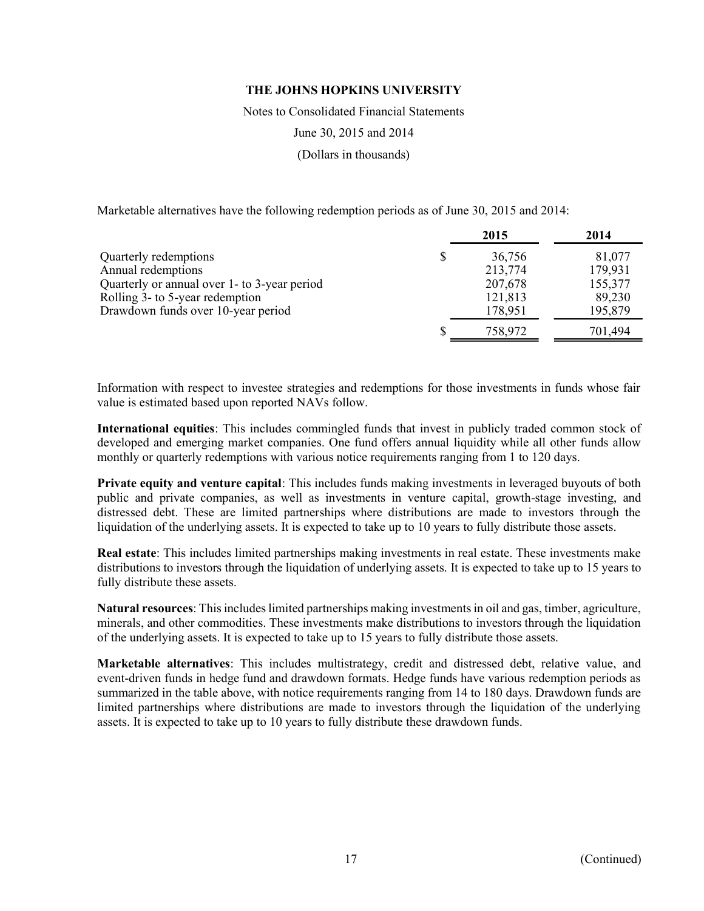THE JOHNS HOPKINS UNIVERSITY

Notes to Consolidated Financial Statements

June 30, 2015 and 2014

(Dollars in thousands)

Marketable alternatives have the following redemption periods as of June 30, 2015 and 2014:

| | 2015 | 2014 |
|---|---|---|
| Quarterly redemptions | $ 36,756 | 81,077 |
| Annual redemptions | 213,774 | 179,931 |
| Quarterly or annual over 1- to 3-year period | 207,678 | 155,377 |
| Rolling 3- to 5-year redemption | 121,813 | 89,230 |
| Drawdown funds over 10-year period | 178,951 | 195,879 |
| | $ 758,972 | 701,494 |

Information with respect to investee strategies and redemptions for those investments in funds whose fair value is estimated based upon reported NAVs follow.

**International equities**: This includes commingled funds that invest in publicly traded common stock of developed and emerging market companies. One fund offers annual liquidity while all other funds allow monthly or quarterly redemptions with various notice requirements ranging from 1 to 120 days.

**Private equity and venture capital**: This includes funds making investments in leveraged buyouts of both public and private companies, as well as investments in venture capital, growth-stage investing, and distressed debt. These are limited partnerships where distributions are made to investors through the liquidation of the underlying assets. It is expected to take up to 10 years to fully distribute those assets.

**Real estate**: This includes limited partnerships making investments in real estate. These investments make distributions to investors through the liquidation of underlying assets. It is expected to take up to 15 years to fully distribute these assets.

**Natural resources**: This includes limited partnerships making investments in oil and gas, timber, agriculture, minerals, and other commodities. These investments make distributions to investors through the liquidation of the underlying assets. It is expected to take up to 15 years to fully distribute those assets.

**Marketable alternatives**: This includes multistrategy, credit and distressed debt, relative value, and event-driven funds in hedge fund and drawdown formats. Hedge funds have various redemption periods as summarized in the table above, with notice requirements ranging from 14 to 180 days. Drawdown funds are limited partnerships where distributions are made to investors through the liquidation of the underlying assets. It is expected to take up to 10 years to fully distribute these drawdown funds.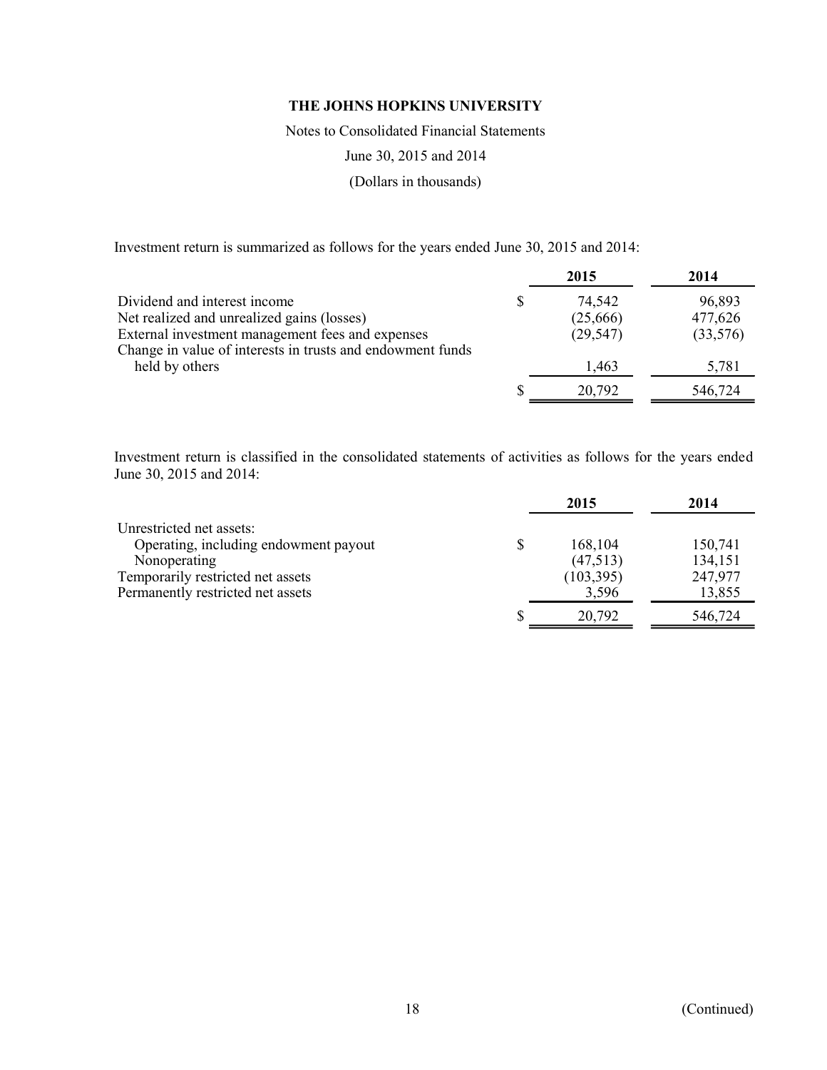THE JOHNS HOPKINS UNIVERSITY

Notes to Consolidated Financial Statements

June 30, 2015 and 2014

(Dollars in thousands)

Investment return is summarized as follows for the years ended June 30, 2015 and 2014:

| | 2015 | 2014 |
|---|---|---|
| Dividend and interest income | $ 74,542 | 96,893 |
| Net realized and unrealized gains (losses) | (25,666) | 477,626 |
| External investment management fees and expenses | (29,547) | (33,576) |
| Change in value of interests in trusts and endowment funds held by others | 1,463 | 5,781 |
| | $ 20,792 | 546,724 |

Investment return is classified in the consolidated statements of activities as follows for the years ended June 30, 2015 and 2014:

| | 2015 | 2014 |
|---|---|---|
| Unrestricted net assets: | | |
| Operating, including endowment payout | $ 168,104 | 150,741 |
| Nonoperating | (47,513) | 134,151 |
| Temporarily restricted net assets | (103,395) | 247,977 |
| Permanently restricted net assets | 3,596 | 13,855 |
| | $ 20,792 | 546,724 |

(Continued)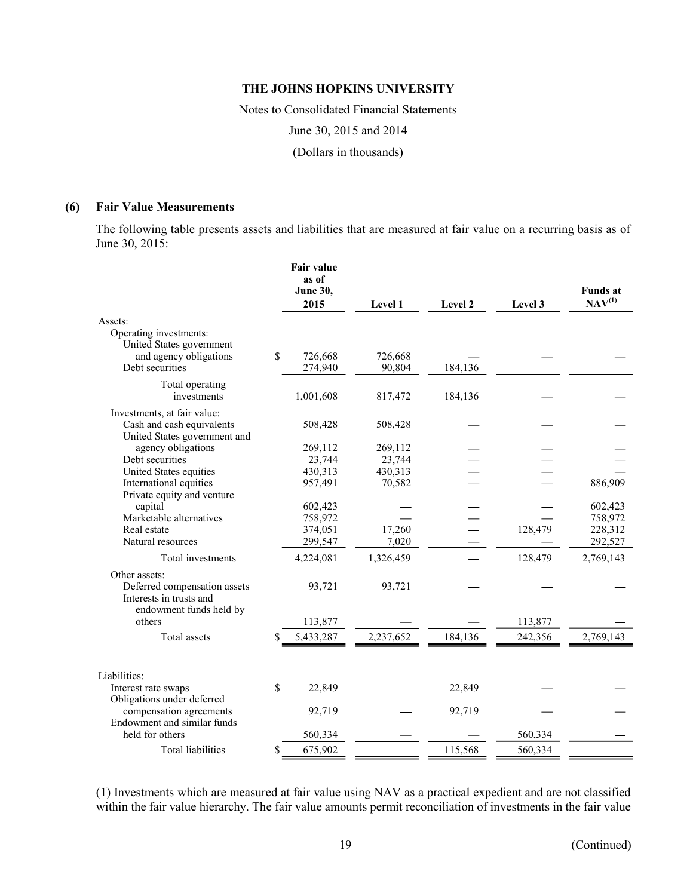### (6) Fair Value Measurements

The following table presents assets and liabilities that are measured at fair value on a recurring basis as of June 30, 2015:

| | Fair value as of June 30, 2015 | Level 1 | Level 2 | Level 3 | Funds at NAV(1) |
|---|---|---|---|---|---|
| Assets: | | | | | |
| Operating investments: | | | | | |
| United States government and agency obligations | $ 726,668 | 726,668 | — | — | — |
| Debt securities | 274,940 | 90,804 | 184,136 | — | — |
| Total operating investments | 1,001,608 | 817,472 | 184,136 | — | — |
| Investments, at fair value: | | | | | |
| Cash and cash equivalents | 508,428 | 508,428 | — | — | — |
| United States government and agency obligations | 269,112 | 269,112 | — | — | — |
| Debt securities | 23,744 | 23,744 | — | — | — |
| United States equities | 430,313 | 430,313 | — | — | — |
| International equities | 957,491 | 70,582 | — | — | 886,909 |
| Private equity and venture capital | 602,423 | — | — | — | 602,423 |
| Marketable alternatives | 758,972 | — | — | — | 758,972 |
| Real estate | 374,051 | 17,260 | — | 128,479 | 228,312 |
| Natural resources | 299,547 | 7,020 | — | — | 292,527 |
| Total investments | 4,224,081 | 1,326,459 | — | 128,479 | 2,769,143 |
| Other assets: | | | | | |
| Deferred compensation assets | 93,721 | 93,721 | — | — | — |
| Interests in trusts and endowment funds held by others | 113,877 | — | — | 113,877 | — |
| Total assets | $ 5,433,287 | 2,237,652 | 184,136 | 242,356 | 2,769,143 |
| Liabilities: | | | | | |
| Interest rate swaps | $ 22,849 | — | 22,849 | — | — |
| Obligations under deferred compensation agreements | 92,719 | — | 92,719 | — | — |
| Endowment and similar funds held for others | 560,334 | — | — | 560,334 | — |
| Total liabilities | $ 675,902 | — | 115,568 | 560,334 | — |

(1) Investments which are measured at fair value using NAV as a practical expedient and are not classified within the fair value hierarchy. The fair value amounts permit reconciliation of investments in the fair value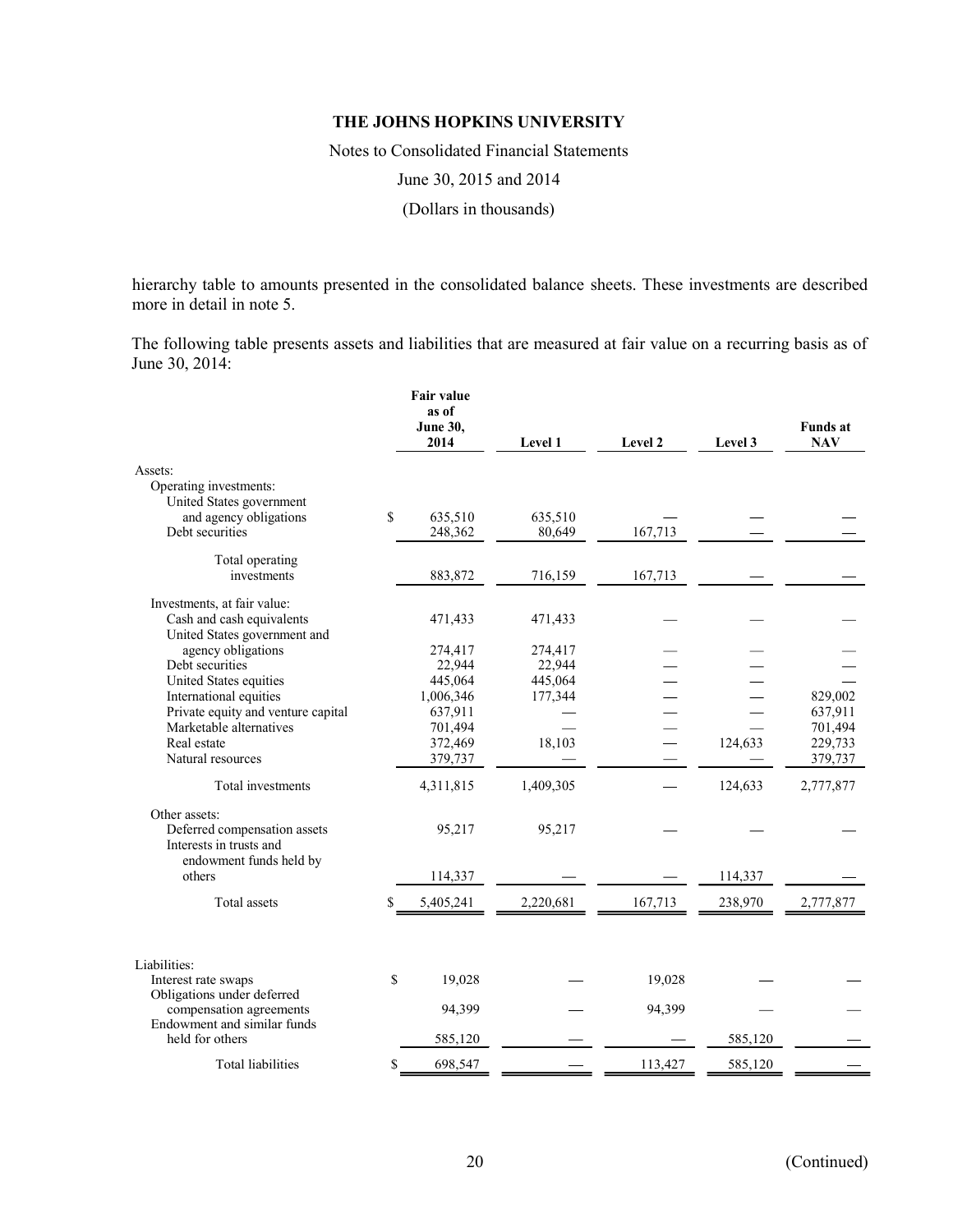hierarchy table to amounts presented in the consolidated balance sheets. These investments are described more in detail in note 5.

The following table presents assets and liabilities that are measured at fair value on a recurring basis as of June 30, 2014:

| | Fair value as of June 30, 2014 | Level 1 | Level 2 | Level 3 | Funds at NAV |
|---|---|---|---|---|---|
| Assets: | | | | | |
| Operating investments: | | | | | |
| United States government and agency obligations | $ 635,510 | 635,510 | — | — | — |
| Debt securities | 248,362 | 80,649 | 167,713 | — | — |
| Total operating investments | 883,872 | 716,159 | 167,713 | — | — |
| Investments, at fair value: | | | | | |
| Cash and cash equivalents | 471,433 | 471,433 | — | — | — |
| United States government and agency obligations | 274,417 | 274,417 | — | — | — |
| Debt securities | 22,944 | 22,944 | — | — | — |
| United States equities | 445,064 | 445,064 | — | — | — |
| International equities | 1,006,346 | 177,344 | — | — | 829,002 |
| Private equity and venture capital | 637,911 | — | — | — | 637,911 |
| Marketable alternatives | 701,494 | — | — | — | 701,494 |
| Real estate | 372,469 | 18,103 | — | 124,633 | 229,733 |
| Natural resources | 379,737 | — | — | — | 379,737 |
| Total investments | 4,311,815 | 1,409,305 | — | 124,633 | 2,777,877 |
| Other assets: | | | | | |
| Deferred compensation assets | 95,217 | 95,217 | — | — | — |
| Interests in trusts and endowment funds held by others | 114,337 | — | — | 114,337 | — |
| Total assets | $ 5,405,241 | 2,220,681 | 167,713 | 238,970 | 2,777,877 |
| Liabilities: | | | | | |
| Interest rate swaps | $ 19,028 | — | 19,028 | — | — |
| Obligations under deferred compensation agreements | 94,399 | — | 94,399 | — | — |
| Endowment and similar funds held for others | 585,120 | — | — | 585,120 | — |
| Total liabilities | $ 698,547 | — | 113,427 | 585,120 | — |

(Continued)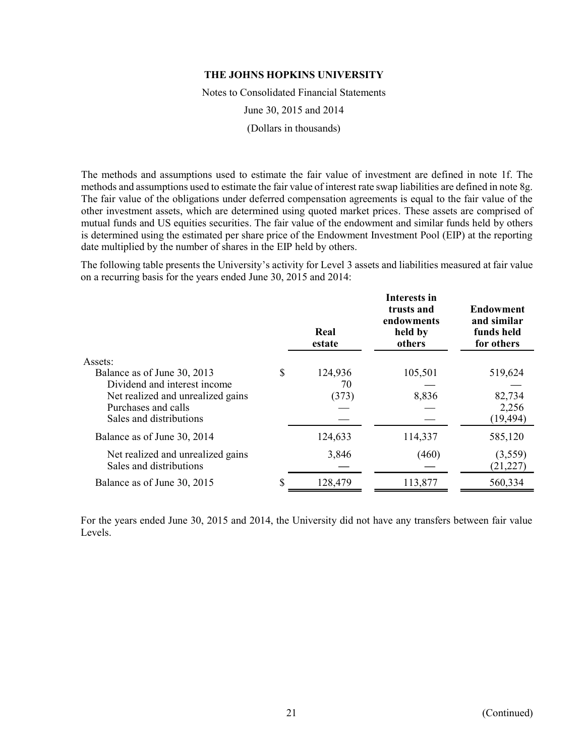The methods and assumptions used to estimate the fair value of investment are defined in note 1f. The methods and assumptions used to estimate the fair value of interest rate swap liabilities are defined in note 8g. The fair value of the obligations under deferred compensation agreements is equal to the fair value of the other investment assets, which are determined using quoted market prices. These assets are comprised of mutual funds and US equities securities. The fair value of the endowment and similar funds held by others is determined using the estimated per share price of the Endowment Investment Pool (EIP) at the reporting date multiplied by the number of shares in the EIP held by others.

The following table presents the University's activity for Level 3 assets and liabilities measured at fair value on a recurring basis for the years ended June 30, 2015 and 2014:

| | Real estate | Interests in trusts and endowments held by others | Endowment and similar funds held for others |
|---|---|---|---|
| Assets: | | | |
| Balance as of June 30, 2013 | $ 124,936 | 105,501 | 519,624 |
| Dividend and interest income | 70 | — | — |
| Net realized and unrealized gains | (373) | 8,836 | 82,734 |
| Purchases and calls | — | — | 2,256 |
| Sales and distributions | — | — | (19,494) |
| Balance as of June 30, 2014 | 124,633 | 114,337 | 585,120 |
| Net realized and unrealized gains | 3,846 | (460) | (3,559) |
| Sales and distributions | — | — | (21,227) |
| Balance as of June 30, 2015 | $ 128,479 | 113,877 | 560,334 |

For the years ended June 30, 2015 and 2014, the University did not have any transfers between fair value Levels.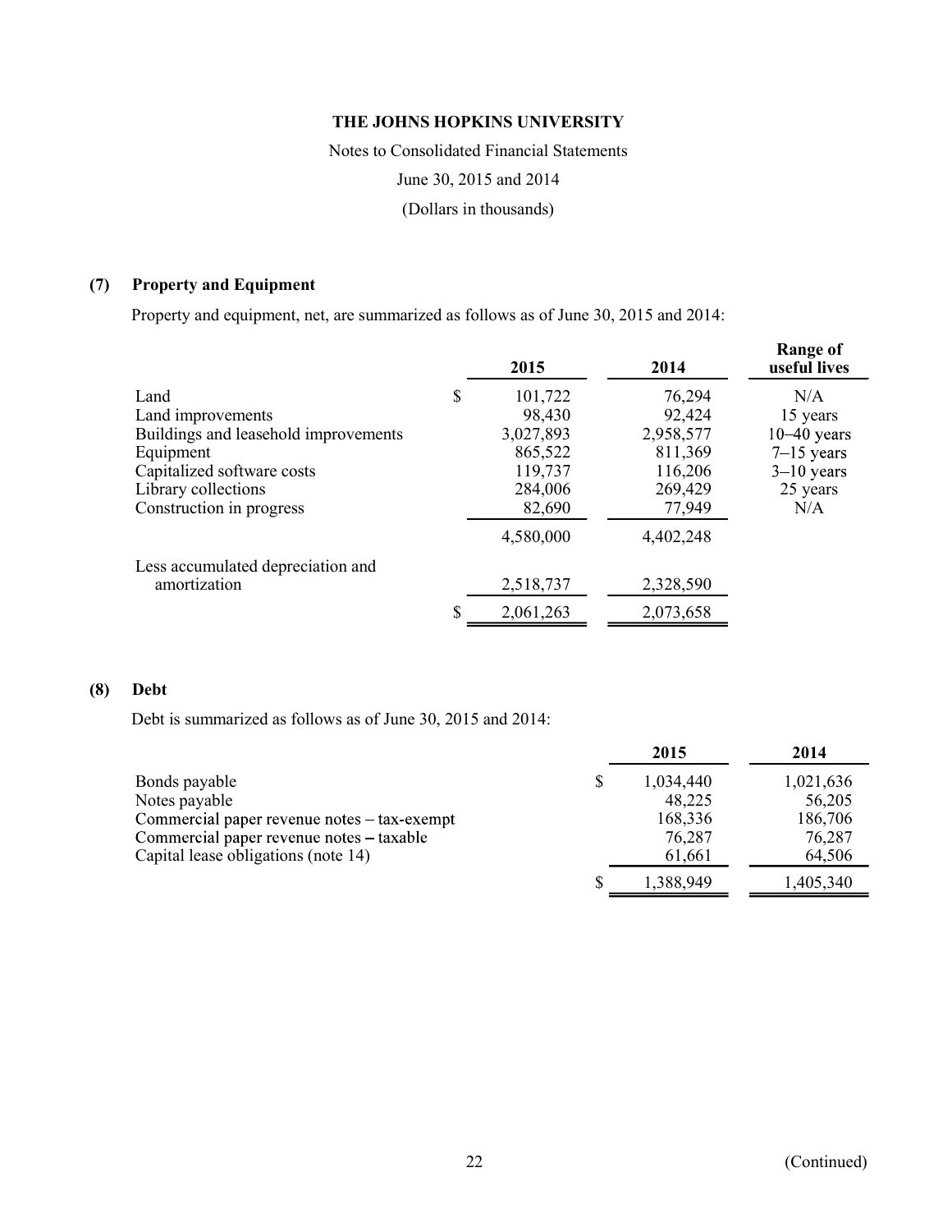THE JOHNS HOPKINS UNIVERSITY

Notes to Consolidated Financial Statements

June 30, 2015 and 2014

(Dollars in thousands)

## (7) Property and Equipment

Property and equipment, net, are summarized as follows as of June 30, 2015 and 2014:

| | 2015 | 2014 | Range of useful lives |
|---|---|---|---|
| Land | $ 101,722 | 76,294 | N/A |
| Land improvements | 98,430 | 92,424 | 15 years |
| Buildings and leasehold improvements | 3,027,893 | 2,958,577 | 10–40 years |
| Equipment | 865,522 | 811,369 | 7–15 years |
| Capitalized software costs | 119,737 | 116,206 | 3–10 years |
| Library collections | 284,006 | 269,429 | 25 years |
| Construction in progress | 82,690 | 77,949 | N/A |
| | 4,580,000 | 4,402,248 | |
| Less accumulated depreciation and amortization | 2,518,737 | 2,328,590 | |
| | $ 2,061,263 | 2,073,658 | |

## (8) Debt

Debt is summarized as follows as of June 30, 2015 and 2014:

| | 2015 | 2014 |
|---|---|---|
| Bonds payable | $ 1,034,440 | 1,021,636 |
| Notes payable | 48,225 | 56,205 |
| Commercial paper revenue notes – tax-exempt | 168,336 | 186,706 |
| Commercial paper revenue notes – taxable | 76,287 | 76,287 |
| Capital lease obligations (note 14) | 61,661 | 64,506 |
| | $ 1,388,949 | 1,405,340 |

(Continued)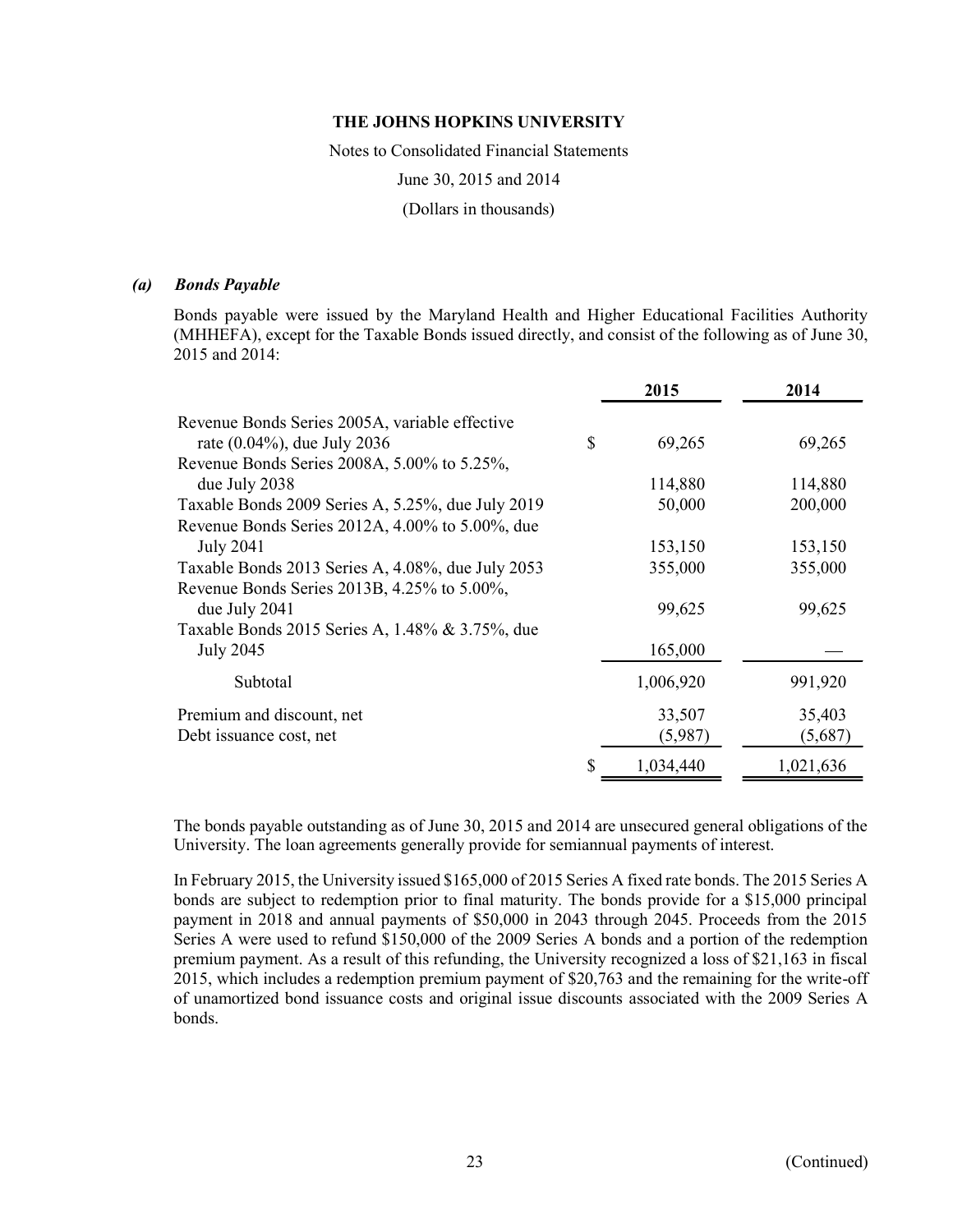### *(a) Bonds Payable*

Bonds payable were issued by the Maryland Health and Higher Educational Facilities Authority (MHHEFA), except for the Taxable Bonds issued directly, and consist of the following as of June 30, 2015 and 2014:

| | 2015 | 2014 |
|---|---|---|
| Revenue Bonds Series 2005A, variable effective rate (0.04%), due July 2036 | $ 69,265 | 69,265 |
| Revenue Bonds Series 2008A, 5.00% to 5.25%, due July 2038 | 114,880 | 114,880 |
| Taxable Bonds 2009 Series A, 5.25%, due July 2019 | 50,000 | 200,000 |
| Revenue Bonds Series 2012A, 4.00% to 5.00%, due July 2041 | 153,150 | 153,150 |
| Taxable Bonds 2013 Series A, 4.08%, due July 2053 | 355,000 | 355,000 |
| Revenue Bonds Series 2013B, 4.25% to 5.00%, due July 2041 | 99,625 | 99,625 |
| Taxable Bonds 2015 Series A, 1.48% & 3.75%, due July 2045 | 165,000 | — |
| Subtotal | 1,006,920 | 991,920 |
| Premium and discount, net | 33,507 | 35,403 |
| Debt issuance cost, net | (5,987) | (5,687) |
| | $ 1,034,440 | 1,021,636 |

The bonds payable outstanding as of June 30, 2015 and 2014 are unsecured general obligations of the University. The loan agreements generally provide for semiannual payments of interest.

In February 2015, the University issued $165,000 of 2015 Series A fixed rate bonds. The 2015 Series A bonds are subject to redemption prior to final maturity. The bonds provide for a $15,000 principal payment in 2018 and annual payments of $50,000 in 2043 through 2045. Proceeds from the 2015 Series A were used to refund $150,000 of the 2009 Series A bonds and a portion of the redemption premium payment. As a result of this refunding, the University recognized a loss of $21,163 in fiscal 2015, which includes a redemption premium payment of $20,763 and the remaining for the write-off of unamortized bond issuance costs and original issue discounts associated with the 2009 Series A bonds.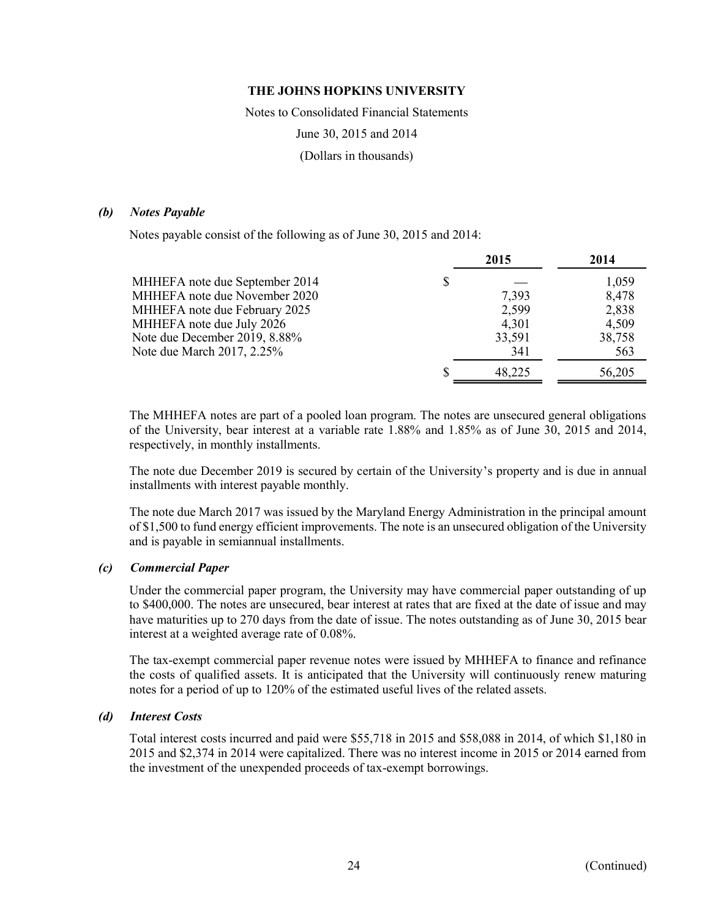**THE JOHNS HOPKINS UNIVERSITY**

Notes to Consolidated Financial Statements

June 30, 2015 and 2014

(Dollars in thousands)

### *(b) Notes Payable*

Notes payable consist of the following as of June 30, 2015 and 2014:

| | 2015 | 2014 |
|---|---|---|
| MHHEFA note due September 2014 | $ — | 1,059 |
| MHHEFA note due November 2020 | 7,393 | 8,478 |
| MHHEFA note due February 2025 | 2,599 | 2,838 |
| MHHEFA note due July 2026 | 4,301 | 4,509 |
| Note due December 2019, 8.88% | 33,591 | 38,758 |
| Note due March 2017, 2.25% | 341 | 563 |
| | $ 48,225 | 56,205 |

The MHHEFA notes are part of a pooled loan program. The notes are unsecured general obligations of the University, bear interest at a variable rate 1.88% and 1.85% as of June 30, 2015 and 2014, respectively, in monthly installments.

The note due December 2019 is secured by certain of the University's property and is due in annual installments with interest payable monthly.

The note due March 2017 was issued by the Maryland Energy Administration in the principal amount of $1,500 to fund energy efficient improvements. The note is an unsecured obligation of the University and is payable in semiannual installments.

### *(c) Commercial Paper*

Under the commercial paper program, the University may have commercial paper outstanding of up to $400,000. The notes are unsecured, bear interest at rates that are fixed at the date of issue and may have maturities up to 270 days from the date of issue. The notes outstanding as of June 30, 2015 bear interest at a weighted average rate of 0.08%.

The tax-exempt commercial paper revenue notes were issued by MHHEFA to finance and refinance the costs of qualified assets. It is anticipated that the University will continuously renew maturing notes for a period of up to 120% of the estimated useful lives of the related assets.

### *(d) Interest Costs*

Total interest costs incurred and paid were $55,718 in 2015 and $58,088 in 2014, of which $1,180 in 2015 and $2,374 in 2014 were capitalized. There was no interest income in 2015 or 2014 earned from the investment of the unexpended proceeds of tax-exempt borrowings.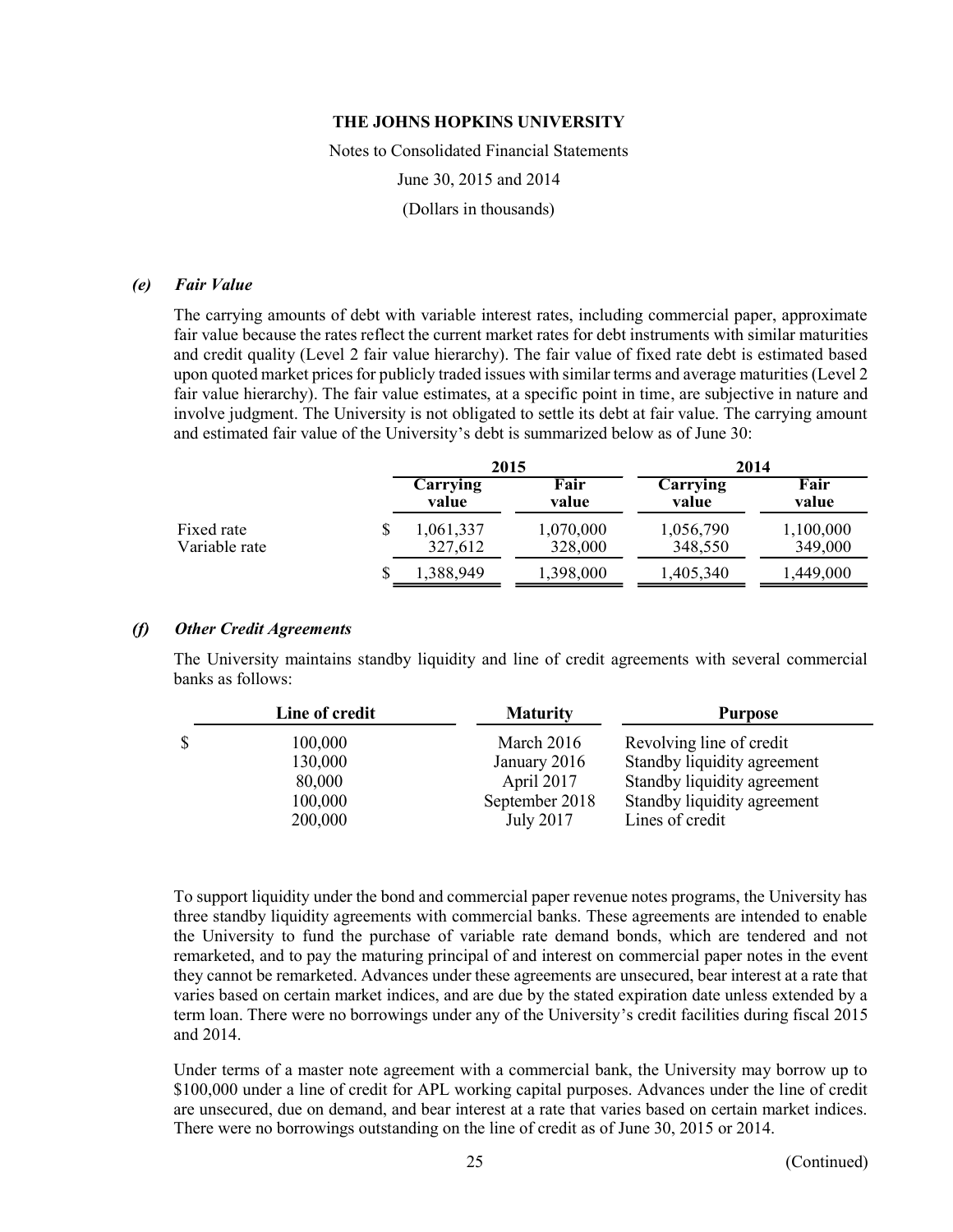#### *(e) Fair Value*

The carrying amounts of debt with variable interest rates, including commercial paper, approximate fair value because the rates reflect the current market rates for debt instruments with similar maturities and credit quality (Level 2 fair value hierarchy). The fair value of fixed rate debt is estimated based upon quoted market prices for publicly traded issues with similar terms and average maturities (Level 2 fair value hierarchy). The fair value estimates, at a specific point in time, are subjective in nature and involve judgment. The University is not obligated to settle its debt at fair value. The carrying amount and estimated fair value of the University's debt is summarized below as of June 30:

| | 2015 | | 2014 | |
|---|---|---|---|---|
| | Carrying value | Fair value | Carrying value | Fair value |
| Fixed rate | $ 1,061,337 | 1,070,000 | 1,056,790 | 1,100,000 |
| Variable rate | 327,612 | 328,000 | 348,550 | 349,000 |
| | $ 1,388,949 | 1,398,000 | 1,405,340 | 1,449,000 |

#### *(f) Other Credit Agreements*

The University maintains standby liquidity and line of credit agreements with several commercial banks as follows:

| Line of credit | Maturity | Purpose |
|---|---|---|
| $ 100,000 | March 2016 | Revolving line of credit |
| 130,000 | January 2016 | Standby liquidity agreement |
| 80,000 | April 2017 | Standby liquidity agreement |
| 100,000 | September 2018 | Standby liquidity agreement |
| 200,000 | July 2017 | Lines of credit |

To support liquidity under the bond and commercial paper revenue notes programs, the University has three standby liquidity agreements with commercial banks. These agreements are intended to enable the University to fund the purchase of variable rate demand bonds, which are tendered and not remarketed, and to pay the maturing principal of and interest on commercial paper notes in the event they cannot be remarketed. Advances under these agreements are unsecured, bear interest at a rate that varies based on certain market indices, and are due by the stated expiration date unless extended by a term loan. There were no borrowings under any of the University's credit facilities during fiscal 2015 and 2014.

Under terms of a master note agreement with a commercial bank, the University may borrow up to $100,000 under a line of credit for APL working capital purposes. Advances under the line of credit are unsecured, due on demand, and bear interest at a rate that varies based on certain market indices. There were no borrowings outstanding on the line of credit as of June 30, 2015 or 2014.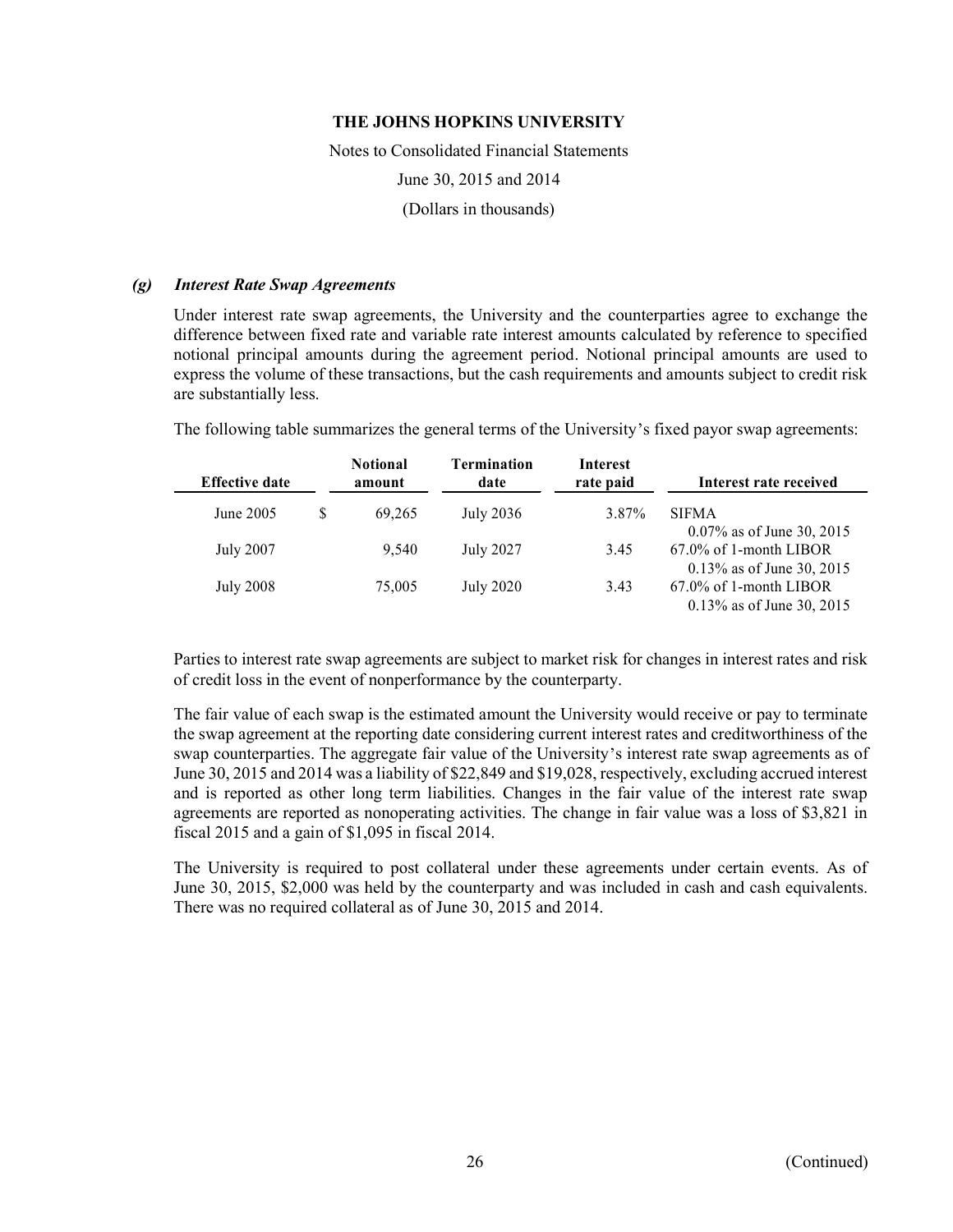### *(g) Interest Rate Swap Agreements*

Under interest rate swap agreements, the University and the counterparties agree to exchange the difference between fixed rate and variable rate interest amounts calculated by reference to specified notional principal amounts during the agreement period. Notional principal amounts are used to express the volume of these transactions, but the cash requirements and amounts subject to credit risk are substantially less.

The following table summarizes the general terms of the University's fixed payor swap agreements:

| Effective date | Notional amount | Termination date | Interest rate paid | Interest rate received |
|---|---|---|---|---|
| June 2005 | $ 69,265 | July 2036 | 3.87% | SIFMA<br>0.07% as of June 30, 2015 |
| July 2007 | 9,540 | July 2027 | 3.45 | 67.0% of 1-month LIBOR<br>0.13% as of June 30, 2015 |
| July 2008 | 75,005 | July 2020 | 3.43 | 67.0% of 1-month LIBOR<br>0.13% as of June 30, 2015 |

Parties to interest rate swap agreements are subject to market risk for changes in interest rates and risk of credit loss in the event of nonperformance by the counterparty.

The fair value of each swap is the estimated amount the University would receive or pay to terminate the swap agreement at the reporting date considering current interest rates and creditworthiness of the swap counterparties. The aggregate fair value of the University's interest rate swap agreements as of June 30, 2015 and 2014 was a liability of $22,849 and $19,028, respectively, excluding accrued interest and is reported as other long term liabilities. Changes in the fair value of the interest rate swap agreements are reported as nonoperating activities. The change in fair value was a loss of $3,821 in fiscal 2015 and a gain of $1,095 in fiscal 2014.

The University is required to post collateral under these agreements under certain events. As of June 30, 2015, $2,000 was held by the counterparty and was included in cash and cash equivalents. There was no required collateral as of June 30, 2015 and 2014.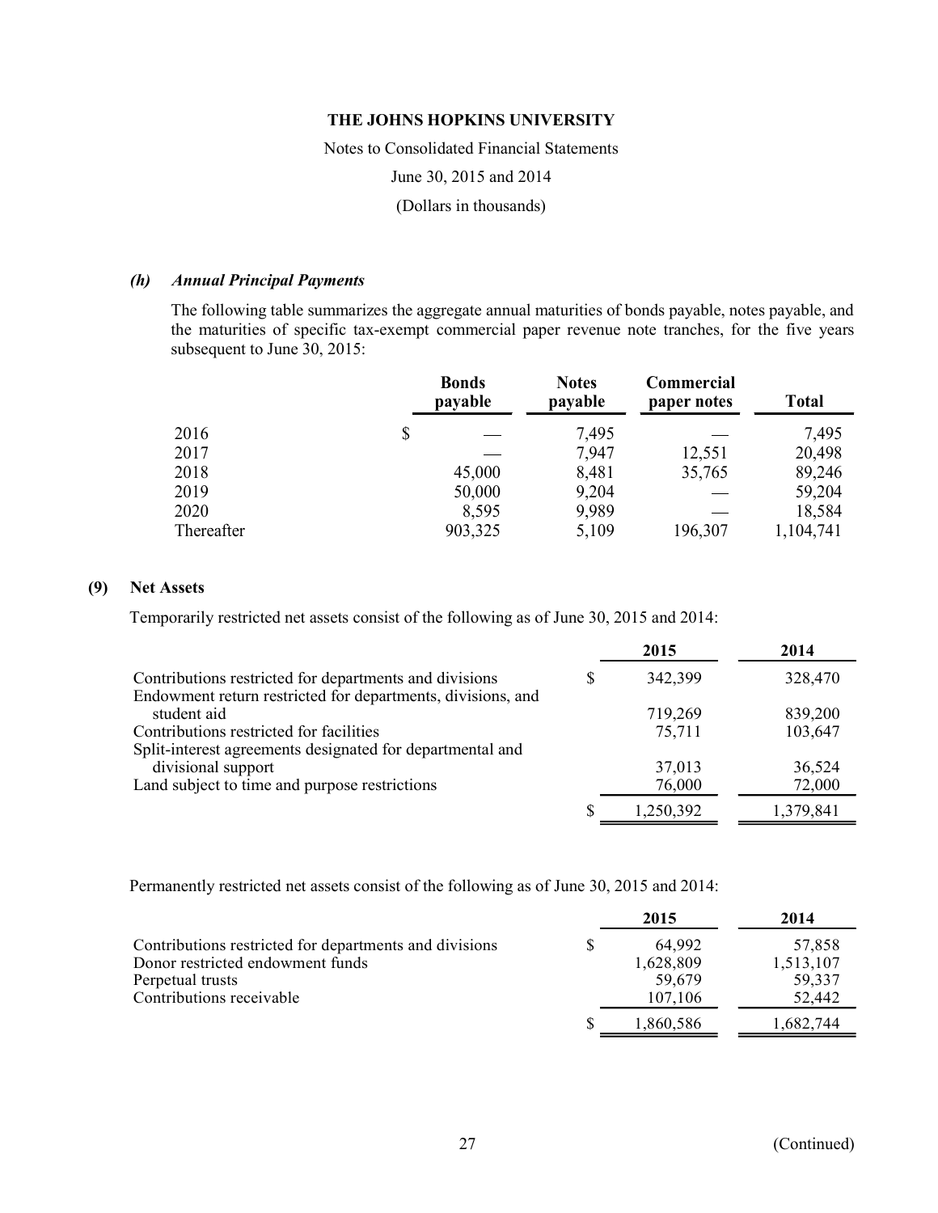### *(h) Annual Principal Payments*

The following table summarizes the aggregate annual maturities of bonds payable, notes payable, and the maturities of specific tax-exempt commercial paper revenue note tranches, for the five years subsequent to June 30, 2015:

| | Bonds payable | Notes payable | Commercial paper notes | Total |
|---|---|---|---|---|
| 2016 | $ — | 7,495 | — | 7,495 |
| 2017 | — | 7,947 | 12,551 | 20,498 |
| 2018 | 45,000 | 8,481 | 35,765 | 89,246 |
| 2019 | 50,000 | 9,204 | — | 59,204 |
| 2020 | 8,595 | 9,989 | — | 18,584 |
| Thereafter | 903,325 | 5,109 | 196,307 | 1,104,741 |

## (9) Net Assets

Temporarily restricted net assets consist of the following as of June 30, 2015 and 2014:

| | 2015 | 2014 |
|---|---|---|
| Contributions restricted for departments and divisions | $ 342,399 | 328,470 |
| Endowment return restricted for departments, divisions, and student aid | 719,269 | 839,200 |
| Contributions restricted for facilities | 75,711 | 103,647 |
| Split-interest agreements designated for departmental and divisional support | 37,013 | 36,524 |
| Land subject to time and purpose restrictions | 76,000 | 72,000 |
| | $ 1,250,392 | 1,379,841 |

Permanently restricted net assets consist of the following as of June 30, 2015 and 2014:

| | 2015 | 2014 |
|---|---|---|
| Contributions restricted for departments and divisions | $ 64,992 | 57,858 |
| Donor restricted endowment funds | 1,628,809 | 1,513,107 |
| Perpetual trusts | 59,679 | 59,337 |
| Contributions receivable | 107,106 | 52,442 |
| | $ 1,860,586 | 1,682,744 |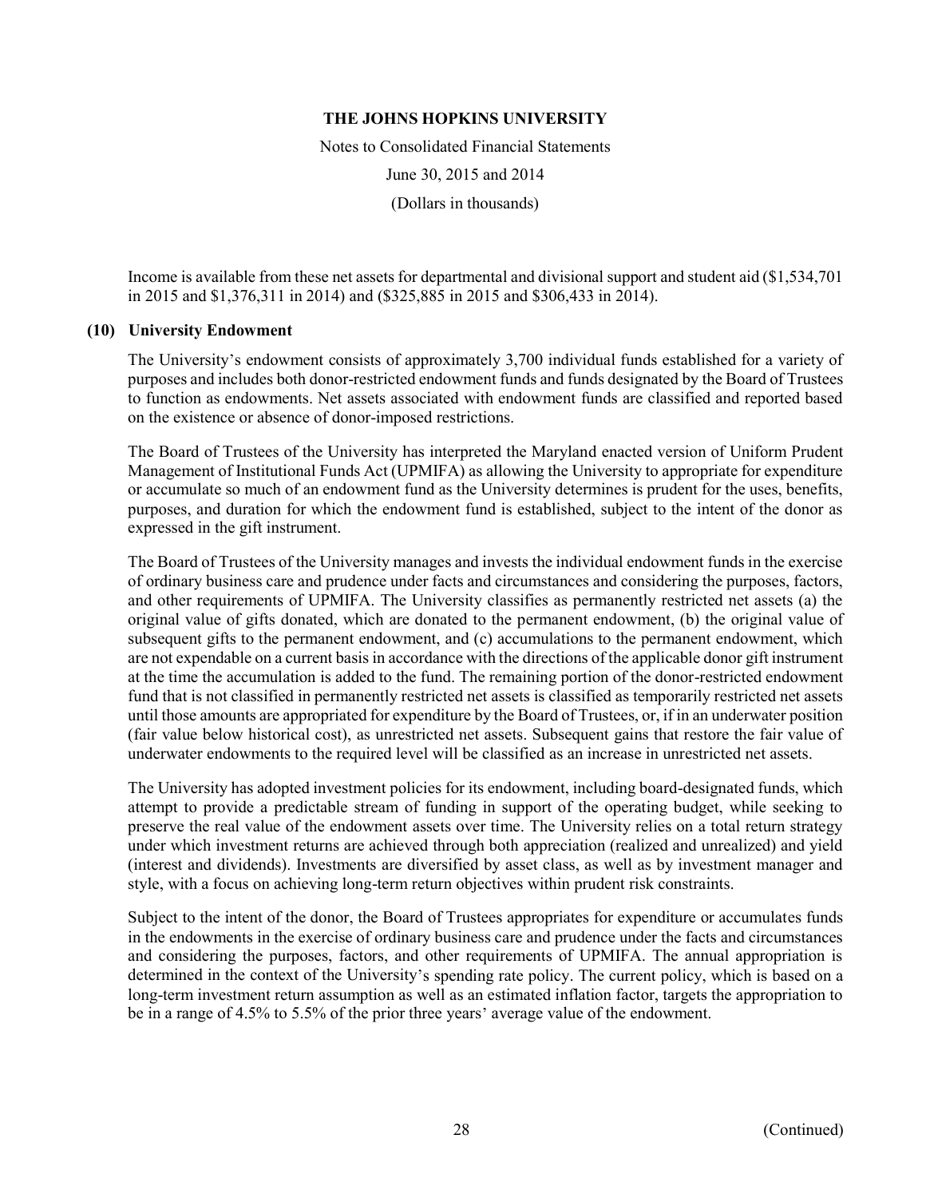Income is available from these net assets for departmental and divisional support and student aid ($1,534,701 in 2015 and $1,376,311 in 2014) and ($325,885 in 2015 and $306,433 in 2014).

## (10) University Endowment

The University's endowment consists of approximately 3,700 individual funds established for a variety of purposes and includes both donor-restricted endowment funds and funds designated by the Board of Trustees to function as endowments. Net assets associated with endowment funds are classified and reported based on the existence or absence of donor-imposed restrictions.

The Board of Trustees of the University has interpreted the Maryland enacted version of Uniform Prudent Management of Institutional Funds Act (UPMIFA) as allowing the University to appropriate for expenditure or accumulate so much of an endowment fund as the University determines is prudent for the uses, benefits, purposes, and duration for which the endowment fund is established, subject to the intent of the donor as expressed in the gift instrument.

The Board of Trustees of the University manages and invests the individual endowment funds in the exercise of ordinary business care and prudence under facts and circumstances and considering the purposes, factors, and other requirements of UPMIFA. The University classifies as permanently restricted net assets (a) the original value of gifts donated, which are donated to the permanent endowment, (b) the original value of subsequent gifts to the permanent endowment, and (c) accumulations to the permanent endowment, which are not expendable on a current basis in accordance with the directions of the applicable donor gift instrument at the time the accumulation is added to the fund. The remaining portion of the donor-restricted endowment fund that is not classified in permanently restricted net assets is classified as temporarily restricted net assets until those amounts are appropriated for expenditure by the Board of Trustees, or, if in an underwater position (fair value below historical cost), as unrestricted net assets. Subsequent gains that restore the fair value of underwater endowments to the required level will be classified as an increase in unrestricted net assets.

The University has adopted investment policies for its endowment, including board-designated funds, which attempt to provide a predictable stream of funding in support of the operating budget, while seeking to preserve the real value of the endowment assets over time. The University relies on a total return strategy under which investment returns are achieved through both appreciation (realized and unrealized) and yield (interest and dividends). Investments are diversified by asset class, as well as by investment manager and style, with a focus on achieving long-term return objectives within prudent risk constraints.

Subject to the intent of the donor, the Board of Trustees appropriates for expenditure or accumulates funds in the endowments in the exercise of ordinary business care and prudence under the facts and circumstances and considering the purposes, factors, and other requirements of UPMIFA. The annual appropriation is determined in the context of the University's spending rate policy. The current policy, which is based on a long-term investment return assumption as well as an estimated inflation factor, targets the appropriation to be in a range of 4.5% to 5.5% of the prior three years' average value of the endowment.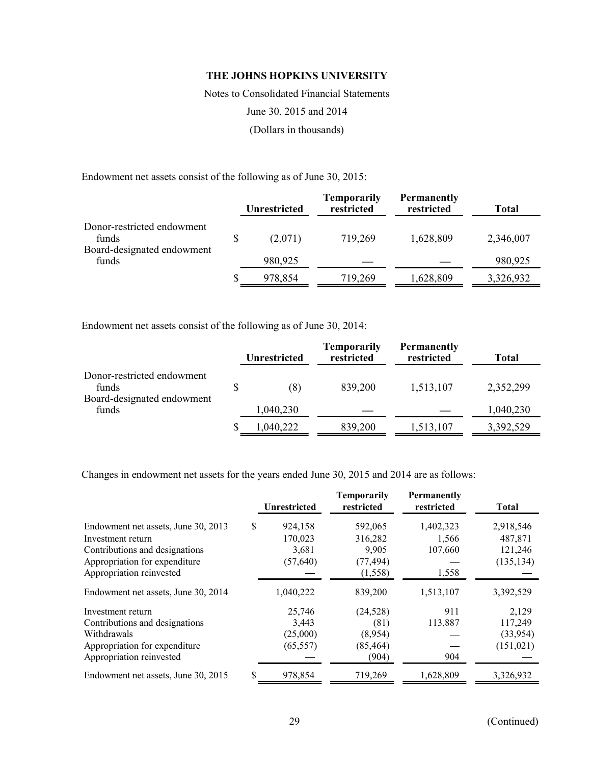THE JOHNS HOPKINS UNIVERSITY

Notes to Consolidated Financial Statements

June 30, 2015 and 2014

(Dollars in thousands)

Endowment net assets consist of the following as of June 30, 2015:

| | Unrestricted | Temporarily restricted | Permanently restricted | Total |
|---|---|---|---|---|
| Donor-restricted endowment funds | $ (2,071) | 719,269 | 1,628,809 | 2,346,007 |
| Board-designated endowment funds | 980,925 | — | — | 980,925 |
| | $ 978,854 | 719,269 | 1,628,809 | 3,326,932 |

Endowment net assets consist of the following as of June 30, 2014:

| | Unrestricted | Temporarily restricted | Permanently restricted | Total |
|---|---|---|---|---|
| Donor-restricted endowment funds | $ (8) | 839,200 | 1,513,107 | 2,352,299 |
| Board-designated endowment funds | 1,040,230 | — | — | 1,040,230 |
| | $ 1,040,222 | 839,200 | 1,513,107 | 3,392,529 |

Changes in endowment net assets for the years ended June 30, 2015 and 2014 are as follows:

| | Unrestricted | Temporarily restricted | Permanently restricted | Total |
|---|---|---|---|---|
| Endowment net assets, June 30, 2013 | $ 924,158 | 592,065 | 1,402,323 | 2,918,546 |
| Investment return | 170,023 | 316,282 | 1,566 | 487,871 |
| Contributions and designations | 3,681 | 9,905 | 107,660 | 121,246 |
| Appropriation for expenditure | (57,640) | (77,494) | — | (135,134) |
| Appropriation reinvested | — | (1,558) | 1,558 | — |
| Endowment net assets, June 30, 2014 | 1,040,222 | 839,200 | 1,513,107 | 3,392,529 |
| Investment return | 25,746 | (24,528) | 911 | 2,129 |
| Contributions and designations | 3,443 | (81) | 113,887 | 117,249 |
| Withdrawals | (25,000) | (8,954) | — | (33,954) |
| Appropriation for expenditure | (65,557) | (85,464) | — | (151,021) |
| Appropriation reinvested | — | (904) | 904 | — |
| Endowment net assets, June 30, 2015 | $ 978,854 | 719,269 | 1,628,809 | 3,326,932 |

(Continued)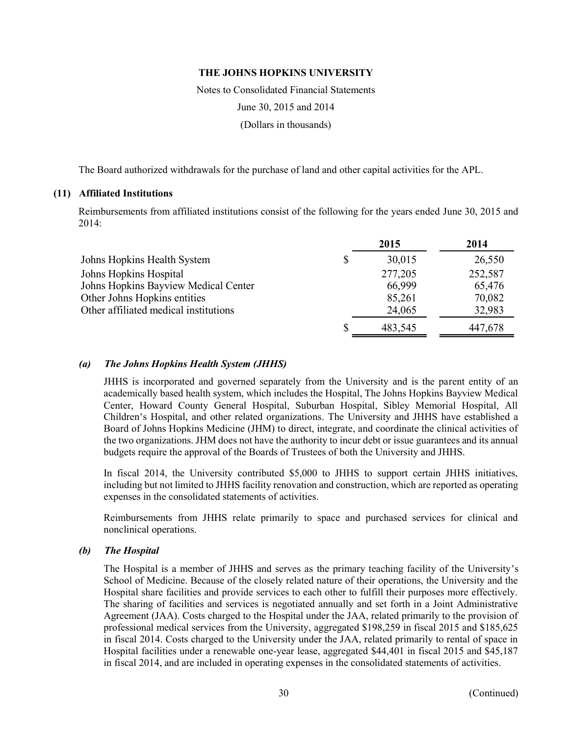The Board authorized withdrawals for the purchase of land and other capital activities for the APL.

## (11) Affiliated Institutions

Reimbursements from affiliated institutions consist of the following for the years ended June 30, 2015 and 2014:

| | 2015 | 2014 |
|---|---|---|
| Johns Hopkins Health System | $ 30,015 | 26,550 |
| Johns Hopkins Hospital | 277,205 | 252,587 |
| Johns Hopkins Bayview Medical Center | 66,999 | 65,476 |
| Other Johns Hopkins entities | 85,261 | 70,082 |
| Other affiliated medical institutions | 24,065 | 32,983 |
| | $ 483,545 | 447,678 |

### *(a) The Johns Hopkins Health System (JHHS)*

JHHS is incorporated and governed separately from the University and is the parent entity of an academically based health system, which includes the Hospital, The Johns Hopkins Bayview Medical Center, Howard County General Hospital, Suburban Hospital, Sibley Memorial Hospital, All Children's Hospital, and other related organizations. The University and JHHS have established a Board of Johns Hopkins Medicine (JHM) to direct, integrate, and coordinate the clinical activities of the two organizations. JHM does not have the authority to incur debt or issue guarantees and its annual budgets require the approval of the Boards of Trustees of both the University and JHHS.

In fiscal 2014, the University contributed $5,000 to JHHS to support certain JHHS initiatives, including but not limited to JHHS facility renovation and construction, which are reported as operating expenses in the consolidated statements of activities.

Reimbursements from JHHS relate primarily to space and purchased services for clinical and nonclinical operations.

### *(b) The Hospital*

The Hospital is a member of JHHS and serves as the primary teaching facility of the University's School of Medicine. Because of the closely related nature of their operations, the University and the Hospital share facilities and provide services to each other to fulfill their purposes more effectively. The sharing of facilities and services is negotiated annually and set forth in a Joint Administrative Agreement (JAA). Costs charged to the Hospital under the JAA, related primarily to the provision of professional medical services from the University, aggregated $198,259 in fiscal 2015 and $185,625 in fiscal 2014. Costs charged to the University under the JAA, related primarily to rental of space in Hospital facilities under a renewable one-year lease, aggregated $44,401 in fiscal 2015 and $45,187 in fiscal 2014, and are included in operating expenses in the consolidated statements of activities.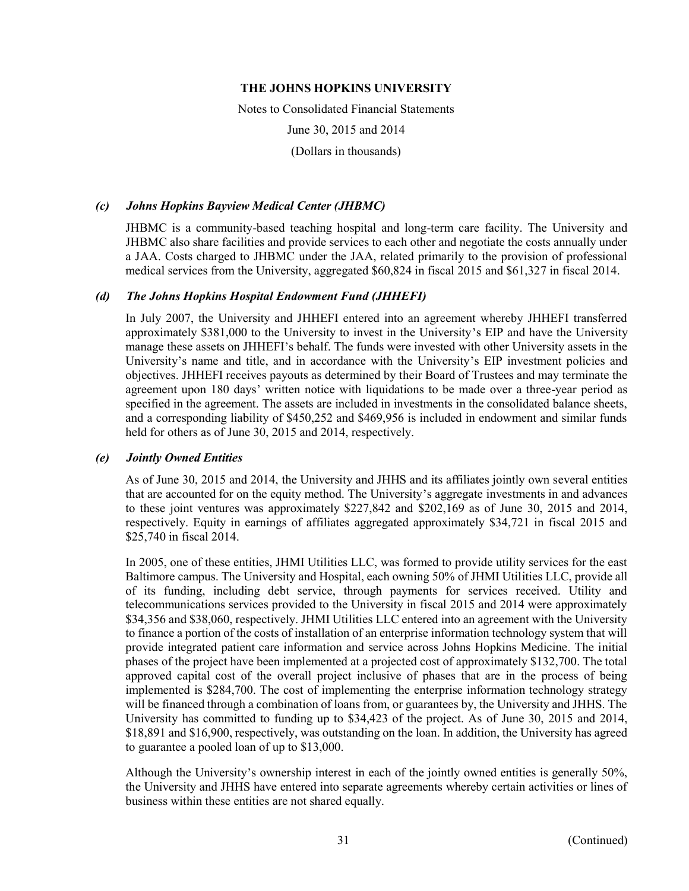### *(c) Johns Hopkins Bayview Medical Center (JHBMC)*

JHBMC is a community-based teaching hospital and long-term care facility. The University and JHBMC also share facilities and provide services to each other and negotiate the costs annually under a JAA. Costs charged to JHBMC under the JAA, related primarily to the provision of professional medical services from the University, aggregated $60,824 in fiscal 2015 and $61,327 in fiscal 2014.

### *(d) The Johns Hopkins Hospital Endowment Fund (JHHEFI)*

In July 2007, the University and JHHEFI entered into an agreement whereby JHHEFI transferred approximately $381,000 to the University to invest in the University's EIP and have the University manage these assets on JHHEFI's behalf. The funds were invested with other University assets in the University's name and title, and in accordance with the University's EIP investment policies and objectives. JHHEFI receives payouts as determined by their Board of Trustees and may terminate the agreement upon 180 days' written notice with liquidations to be made over a three-year period as specified in the agreement. The assets are included in investments in the consolidated balance sheets, and a corresponding liability of $450,252 and $469,956 is included in endowment and similar funds held for others as of June 30, 2015 and 2014, respectively.

### *(e) Jointly Owned Entities*

As of June 30, 2015 and 2014, the University and JHHS and its affiliates jointly own several entities that are accounted for on the equity method. The University's aggregate investments in and advances to these joint ventures was approximately $227,842 and $202,169 as of June 30, 2015 and 2014, respectively. Equity in earnings of affiliates aggregated approximately $34,721 in fiscal 2015 and $25,740 in fiscal 2014.

In 2005, one of these entities, JHMI Utilities LLC, was formed to provide utility services for the east Baltimore campus. The University and Hospital, each owning 50% of JHMI Utilities LLC, provide all of its funding, including debt service, through payments for services received. Utility and telecommunications services provided to the University in fiscal 2015 and 2014 were approximately $34,356 and $38,060, respectively. JHMI Utilities LLC entered into an agreement with the University to finance a portion of the costs of installation of an enterprise information technology system that will provide integrated patient care information and service across Johns Hopkins Medicine. The initial phases of the project have been implemented at a projected cost of approximately $132,700. The total approved capital cost of the overall project inclusive of phases that are in the process of being implemented is $284,700. The cost of implementing the enterprise information technology strategy will be financed through a combination of loans from, or guarantees by, the University and JHHS. The University has committed to funding up to $34,423 of the project. As of June 30, 2015 and 2014, $18,891 and $16,900, respectively, was outstanding on the loan. In addition, the University has agreed to guarantee a pooled loan of up to $13,000.

Although the University's ownership interest in each of the jointly owned entities is generally 50%, the University and JHHS have entered into separate agreements whereby certain activities or lines of business within these entities are not shared equally.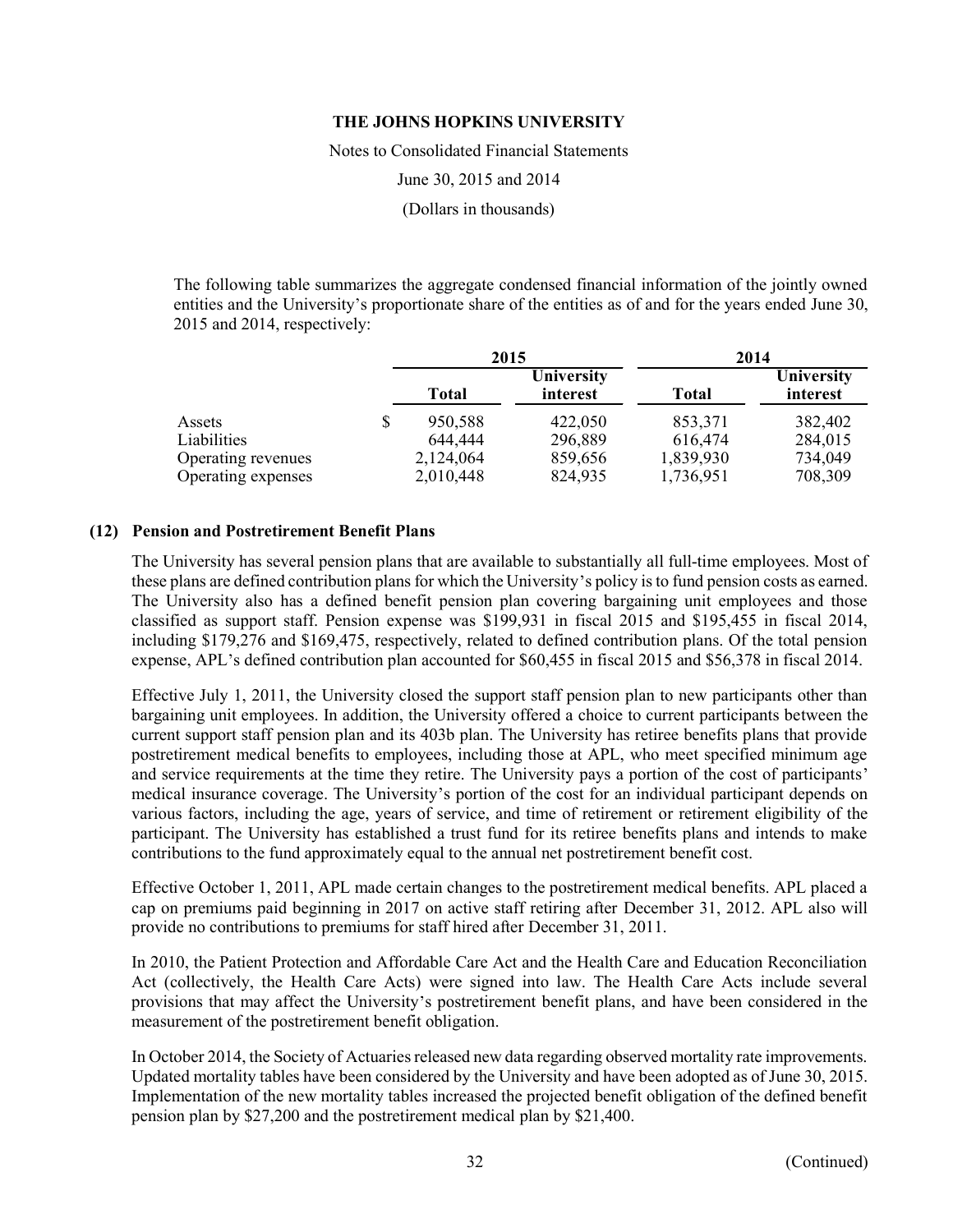The following table summarizes the aggregate condensed financial information of the jointly owned entities and the University's proportionate share of the entities as of and for the years ended June 30, 2015 and 2014, respectively:

| | 2015 | | 2014 | |
|---|---|---|---|---|
| | Total | University interest | Total | University interest |
| Assets | $ 950,588 | 422,050 | 853,371 | 382,402 |
| Liabilities | 644,444 | 296,889 | 616,474 | 284,015 |
| Operating revenues | 2,124,064 | 859,656 | 1,839,930 | 734,049 |
| Operating expenses | 2,010,448 | 824,935 | 1,736,951 | 708,309 |

## (12) Pension and Postretirement Benefit Plans

The University has several pension plans that are available to substantially all full-time employees. Most of these plans are defined contribution plans for which the University's policy is to fund pension costs as earned. The University also has a defined benefit pension plan covering bargaining unit employees and those classified as support staff. Pension expense was $199,931 in fiscal 2015 and $195,455 in fiscal 2014, including $179,276 and $169,475, respectively, related to defined contribution plans. Of the total pension expense, APL's defined contribution plan accounted for $60,455 in fiscal 2015 and $56,378 in fiscal 2014.

Effective July 1, 2011, the University closed the support staff pension plan to new participants other than bargaining unit employees. In addition, the University offered a choice to current participants between the current support staff pension plan and its 403b plan. The University has retiree benefits plans that provide postretirement medical benefits to employees, including those at APL, who meet specified minimum age and service requirements at the time they retire. The University pays a portion of the cost of participants' medical insurance coverage. The University's portion of the cost for an individual participant depends on various factors, including the age, years of service, and time of retirement or retirement eligibility of the participant. The University has established a trust fund for its retiree benefits plans and intends to make contributions to the fund approximately equal to the annual net postretirement benefit cost.

Effective October 1, 2011, APL made certain changes to the postretirement medical benefits. APL placed a cap on premiums paid beginning in 2017 on active staff retiring after December 31, 2012. APL also will provide no contributions to premiums for staff hired after December 31, 2011.

In 2010, the Patient Protection and Affordable Care Act and the Health Care and Education Reconciliation Act (collectively, the Health Care Acts) were signed into law. The Health Care Acts include several provisions that may affect the University's postretirement benefit plans, and have been considered in the measurement of the postretirement benefit obligation.

In October 2014, the Society of Actuaries released new data regarding observed mortality rate improvements. Updated mortality tables have been considered by the University and have been adopted as of June 30, 2015. Implementation of the new mortality tables increased the projected benefit obligation of the defined benefit pension plan by $27,200 and the postretirement medical plan by $21,400.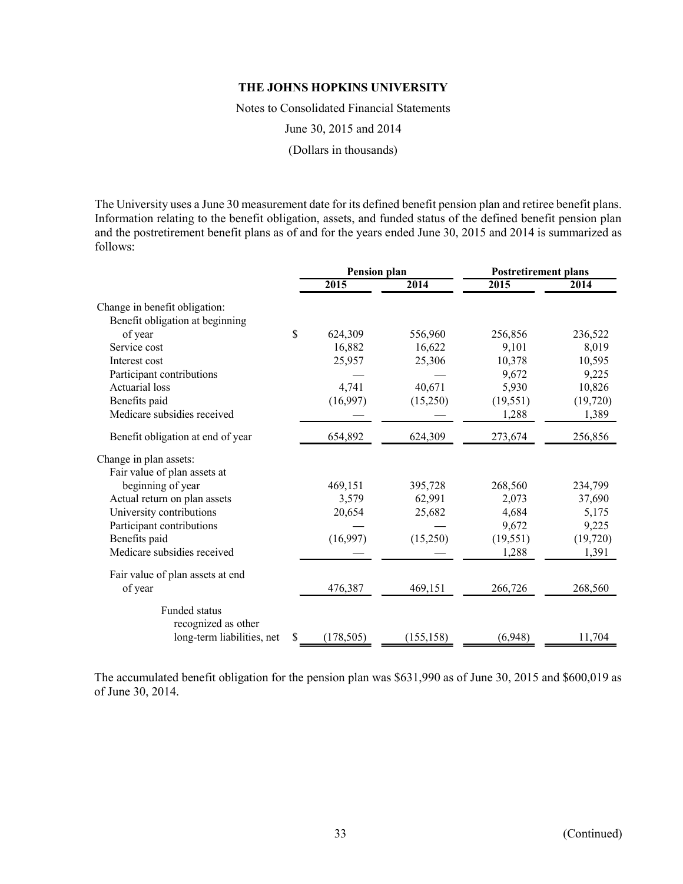**THE JOHNS HOPKINS UNIVERSITY**

Notes to Consolidated Financial Statements

June 30, 2015 and 2014

(Dollars in thousands)

The University uses a June 30 measurement date for its defined benefit pension plan and retiree benefit plans. Information relating to the benefit obligation, assets, and funded status of the defined benefit pension plan and the postretirement benefit plans as of and for the years ended June 30, 2015 and 2014 is summarized as follows:

| | Pension plan | | Postretirement plans | |
|---|---|---|---|---|
| | 2015 | 2014 | 2015 | 2014 |
| Change in benefit obligation: | | | | |
| Benefit obligation at beginning of year | $ 624,309 | 556,960 | 256,856 | 236,522 |
| Service cost | 16,882 | 16,622 | 9,101 | 8,019 |
| Interest cost | 25,957 | 25,306 | 10,378 | 10,595 |
| Participant contributions | — | — | 9,672 | 9,225 |
| Actuarial loss | 4,741 | 40,671 | 5,930 | 10,826 |
| Benefits paid | (16,997) | (15,250) | (19,551) | (19,720) |
| Medicare subsidies received | — | — | 1,288 | 1,389 |
| Benefit obligation at end of year | 654,892 | 624,309 | 273,674 | 256,856 |
| Change in plan assets: | | | | |
| Fair value of plan assets at beginning of year | 469,151 | 395,728 | 268,560 | 234,799 |
| Actual return on plan assets | 3,579 | 62,991 | 2,073 | 37,690 |
| University contributions | 20,654 | 25,682 | 4,684 | 5,175 |
| Participant contributions | — | — | 9,672 | 9,225 |
| Benefits paid | (16,997) | (15,250) | (19,551) | (19,720) |
| Medicare subsidies received | — | — | 1,288 | 1,391 |
| Fair value of plan assets at end of year | 476,387 | 469,151 | 266,726 | 268,560 |
| Funded status recognized as other long-term liabilities, net | $ (178,505) | (155,158) | (6,948) | 11,704 |

The accumulated benefit obligation for the pension plan was $631,990 as of June 30, 2015 and $600,019 as of June 30, 2014.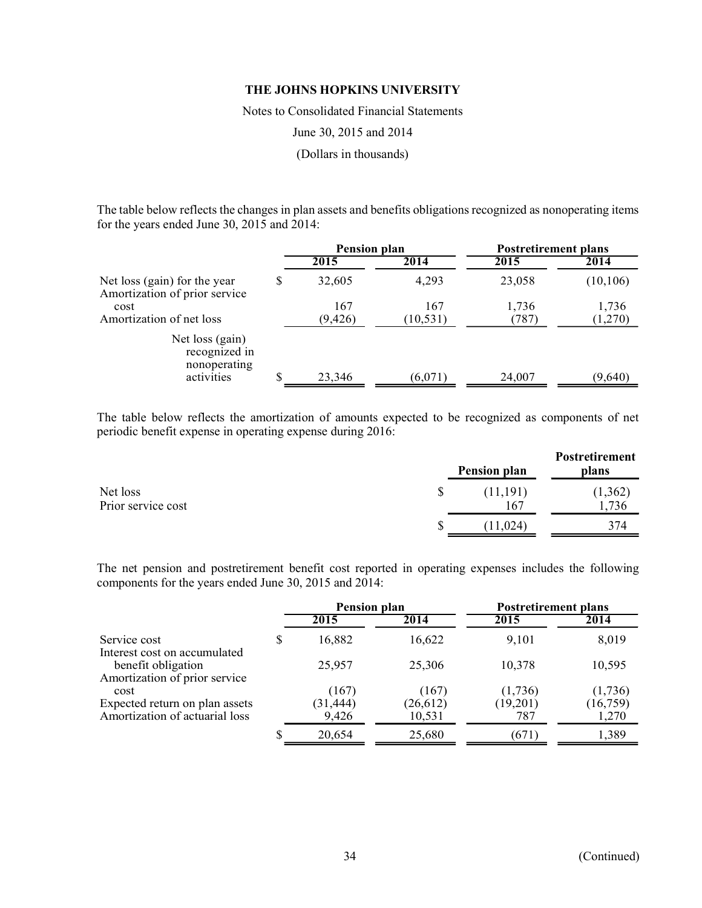THE JOHNS HOPKINS UNIVERSITY

Notes to Consolidated Financial Statements

June 30, 2015 and 2014

(Dollars in thousands)

The table below reflects the changes in plan assets and benefits obligations recognized as nonoperating items for the years ended June 30, 2015 and 2014:

| | Pension plan | | Postretirement plans | |
|---|---|---|---|---|
| | 2015 | 2014 | 2015 | 2014 |
| Net loss (gain) for the year | $ 32,605 | 4,293 | 23,058 | (10,106) |
| Amortization of prior service cost | 167 | 167 | 1,736 | 1,736 |
| Amortization of net loss | (9,426) | (10,531) | (787) | (1,270) |
| Net loss (gain) recognized in nonoperating activities | $ 23,346 | (6,071) | 24,007 | (9,640) |

The table below reflects the amortization of amounts expected to be recognized as components of net periodic benefit expense in operating expense during 2016:

| | Pension plan | Postretirement plans |
|---|---|---|
| Net loss | $ (11,191) | (1,362) |
| Prior service cost | 167 | 1,736 |
| | $ (11,024) | 374 |

The net pension and postretirement benefit cost reported in operating expenses includes the following components for the years ended June 30, 2015 and 2014:

| | Pension plan | | Postretirement plans | |
|---|---|---|---|---|
| | 2015 | 2014 | 2015 | 2014 |
| Service cost | $ 16,882 | 16,622 | 9,101 | 8,019 |
| Interest cost on accumulated benefit obligation | 25,957 | 25,306 | 10,378 | 10,595 |
| Amortization of prior service cost | (167) | (167) | (1,736) | (1,736) |
| Expected return on plan assets | (31,444) | (26,612) | (19,201) | (16,759) |
| Amortization of actuarial loss | 9,426 | 10,531 | 787 | 1,270 |
| | $ 20,654 | 25,680 | (671) | 1,389 |

(Continued)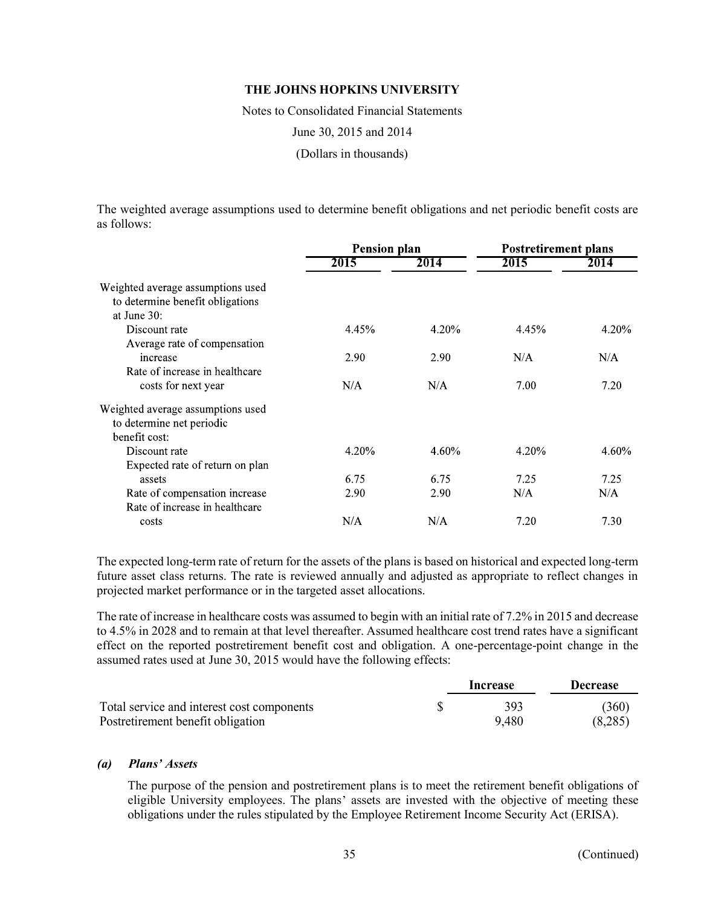The weighted average assumptions used to determine benefit obligations and net periodic benefit costs are as follows:

| | Pension plan | | Postretirement plans | |
|---|---|---|---|---|
| | 2015 | 2014 | 2015 | 2014 |
| Weighted average assumptions used to determine benefit obligations at June 30: | | | | |
| Discount rate | 4.45% | 4.20% | 4.45% | 4.20% |
| Average rate of compensation increase | 2.90 | 2.90 | N/A | N/A |
| Rate of increase in healthcare costs for next year | N/A | N/A | 7.00 | 7.20 |
| Weighted average assumptions used to determine net periodic benefit cost: | | | | |
| Discount rate | 4.20% | 4.60% | 4.20% | 4.60% |
| Expected rate of return on plan assets | 6.75 | 6.75 | 7.25 | 7.25 |
| Rate of compensation increase | 2.90 | 2.90 | N/A | N/A |
| Rate of increase in healthcare costs | N/A | N/A | 7.20 | 7.30 |

The expected long-term rate of return for the assets of the plans is based on historical and expected long-term future asset class returns. The rate is reviewed annually and adjusted as appropriate to reflect changes in projected market performance or in the targeted asset allocations.

The rate of increase in healthcare costs was assumed to begin with an initial rate of 7.2% in 2015 and decrease to 4.5% in 2028 and to remain at that level thereafter. Assumed healthcare cost trend rates have a significant effect on the reported postretirement benefit cost and obligation. A one-percentage-point change in the assumed rates used at June 30, 2015 would have the following effects:

| | Increase | Decrease |
|---|---|---|
| Total service and interest cost components | $ 393 | (360) |
| Postretirement benefit obligation | 9,480 | (8,285) |

***(a) Plans' Assets***

The purpose of the pension and postretirement plans is to meet the retirement benefit obligations of eligible University employees. The plans' assets are invested with the objective of meeting these obligations under the rules stipulated by the Employee Retirement Income Security Act (ERISA).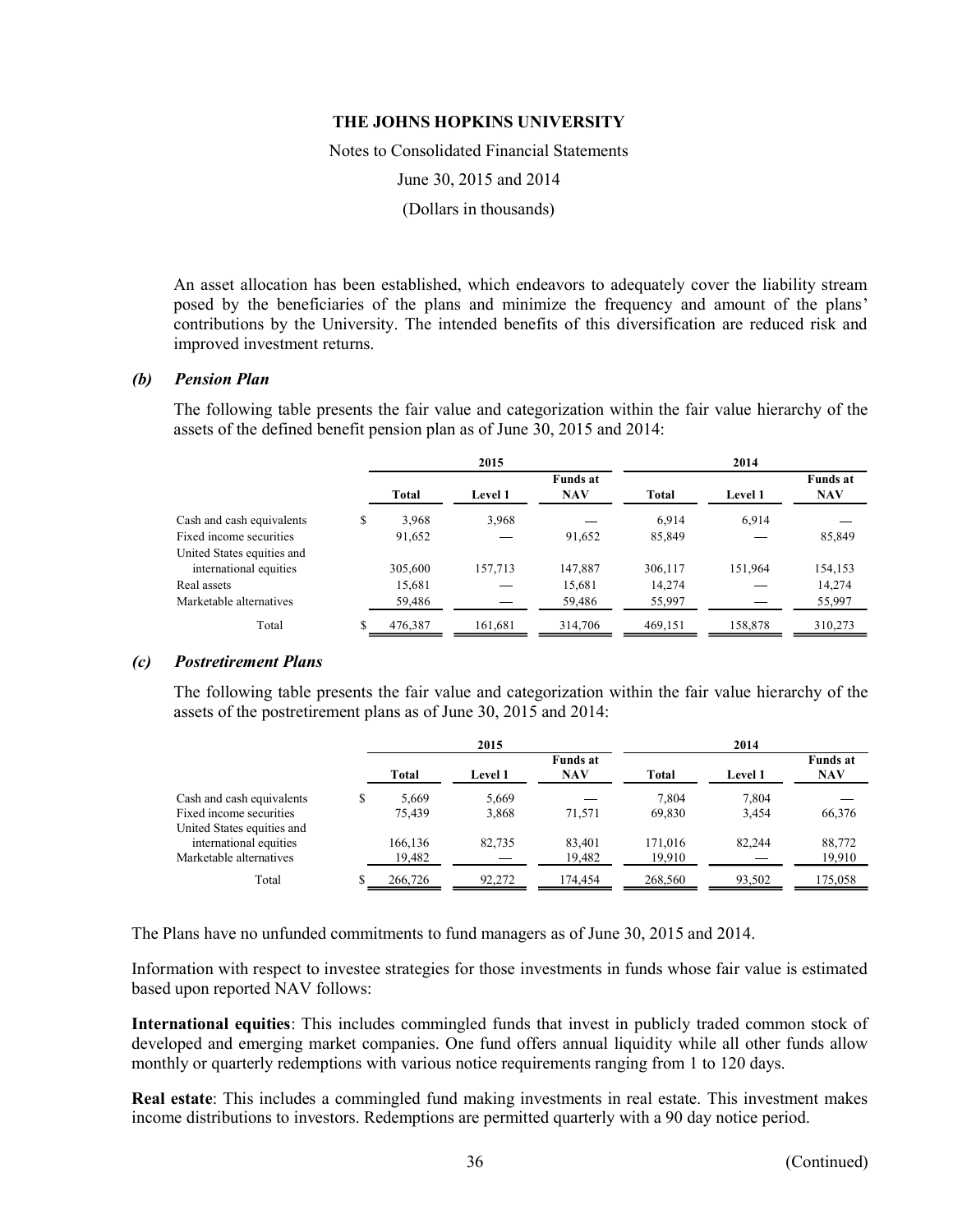An asset allocation has been established, which endeavors to adequately cover the liability stream posed by the beneficiaries of the plans and minimize the frequency and amount of the plans' contributions by the University. The intended benefits of this diversification are reduced risk and improved investment returns.

### *(b) Pension Plan*

The following table presents the fair value and categorization within the fair value hierarchy of the assets of the defined benefit pension plan as of June 30, 2015 and 2014:

| | 2015 | | | 2014 | | |
|---|---|---|---|---|---|---|
| | **Total** | **Level 1** | **Funds at NAV** | **Total** | **Level 1** | **Funds at NAV** |
| Cash and cash equivalents | $ 3,968 | 3,968 | — | 6,914 | 6,914 | — |
| Fixed income securities | 91,652 | — | 91,652 | 85,849 | — | 85,849 |
| United States equities and international equities | 305,600 | 157,713 | 147,887 | 306,117 | 151,964 | 154,153 |
| Real assets | 15,681 | — | 15,681 | 14,274 | — | 14,274 |
| Marketable alternatives | 59,486 | — | 59,486 | 55,997 | — | 55,997 |
| Total | $ 476,387 | 161,681 | 314,706 | 469,151 | 158,878 | 310,273 |

### *(c) Postretirement Plans*

The following table presents the fair value and categorization within the fair value hierarchy of the assets of the postretirement plans as of June 30, 2015 and 2014:

| | 2015 | | | 2014 | | |
|---|---|---|---|---|---|---|
| | **Total** | **Level 1** | **Funds at NAV** | **Total** | **Level 1** | **Funds at NAV** |
| Cash and cash equivalents | $ 5,669 | 5,669 | — | 7,804 | 7,804 | — |
| Fixed income securities | 75,439 | 3,868 | 71,571 | 69,830 | 3,454 | 66,376 |
| United States equities and international equities | 166,136 | 82,735 | 83,401 | 171,016 | 82,244 | 88,772 |
| Marketable alternatives | 19,482 | — | 19,482 | 19,910 | — | 19,910 |
| Total | $ 266,726 | 92,272 | 174,454 | 268,560 | 93,502 | 175,058 |

The Plans have no unfunded commitments to fund managers as of June 30, 2015 and 2014.

Information with respect to investee strategies for those investments in funds whose fair value is estimated based upon reported NAV follows:

**International equities**: This includes commingled funds that invest in publicly traded common stock of developed and emerging market companies. One fund offers annual liquidity while all other funds allow monthly or quarterly redemptions with various notice requirements ranging from 1 to 120 days.

**Real estate**: This includes a commingled fund making investments in real estate. This investment makes income distributions to investors. Redemptions are permitted quarterly with a 90 day notice period.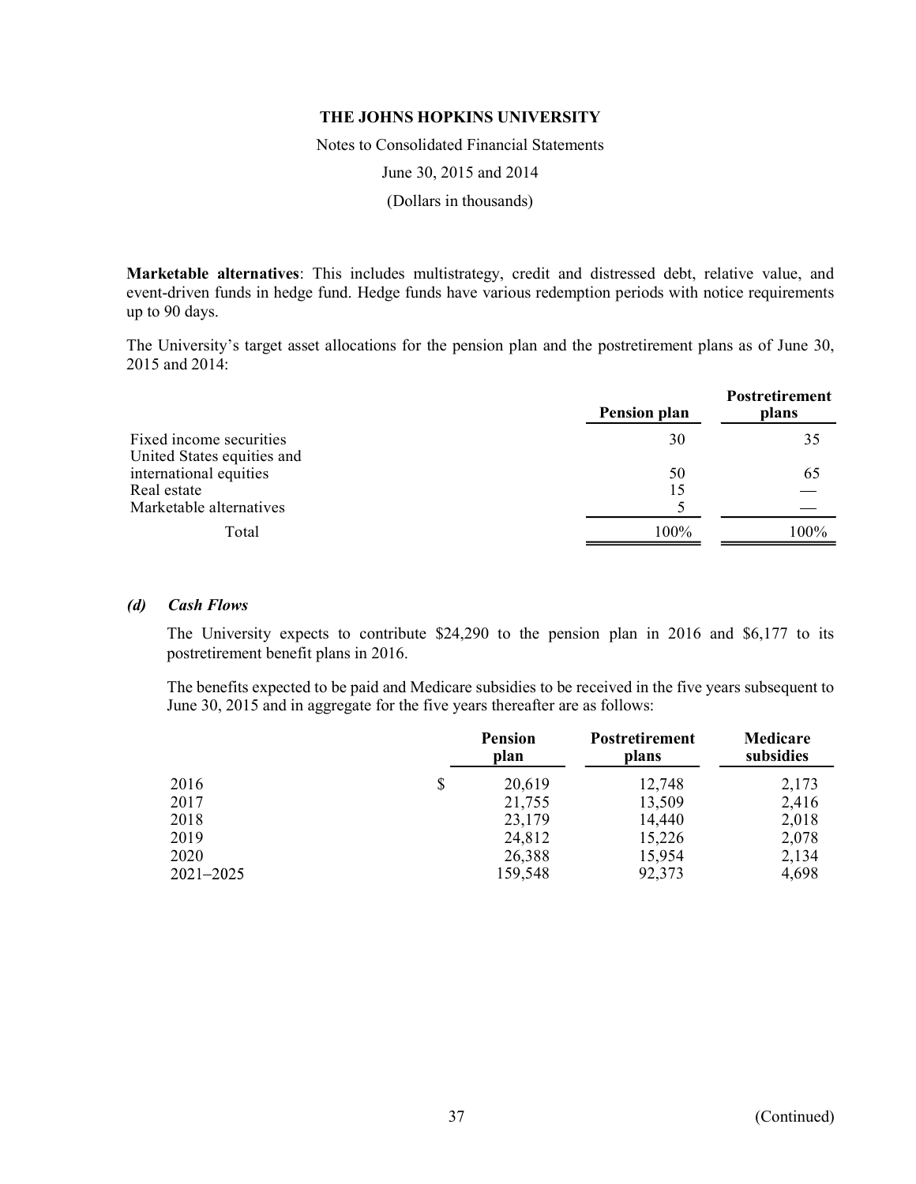**Marketable alternatives**: This includes multistrategy, credit and distressed debt, relative value, and event-driven funds in hedge fund. Hedge funds have various redemption periods with notice requirements up to 90 days.

The University's target asset allocations for the pension plan and the postretirement plans as of June 30, 2015 and 2014:

| | Pension plan | Postretirement plans |
|---|---|---|
| Fixed income securities | 30 | 35 |
| United States equities and international equities | 50 | 65 |
| Real estate | 15 | — |
| Marketable alternatives | 5 | — |
| Total | 100% | 100% |

### *(d) Cash Flows*

The University expects to contribute $24,290 to the pension plan in 2016 and $6,177 to its postretirement benefit plans in 2016.

The benefits expected to be paid and Medicare subsidies to be received in the five years subsequent to June 30, 2015 and in aggregate for the five years thereafter are as follows:

| | Pension plan | Postretirement plans | Medicare subsidies |
|---|---|---|---|
| 2016 | $ 20,619 | 12,748 | 2,173 |
| 2017 | 21,755 | 13,509 | 2,416 |
| 2018 | 23,179 | 14,440 | 2,018 |
| 2019 | 24,812 | 15,226 | 2,078 |
| 2020 | 26,388 | 15,954 | 2,134 |
| 2021–2025 | 159,548 | 92,373 | 4,698 |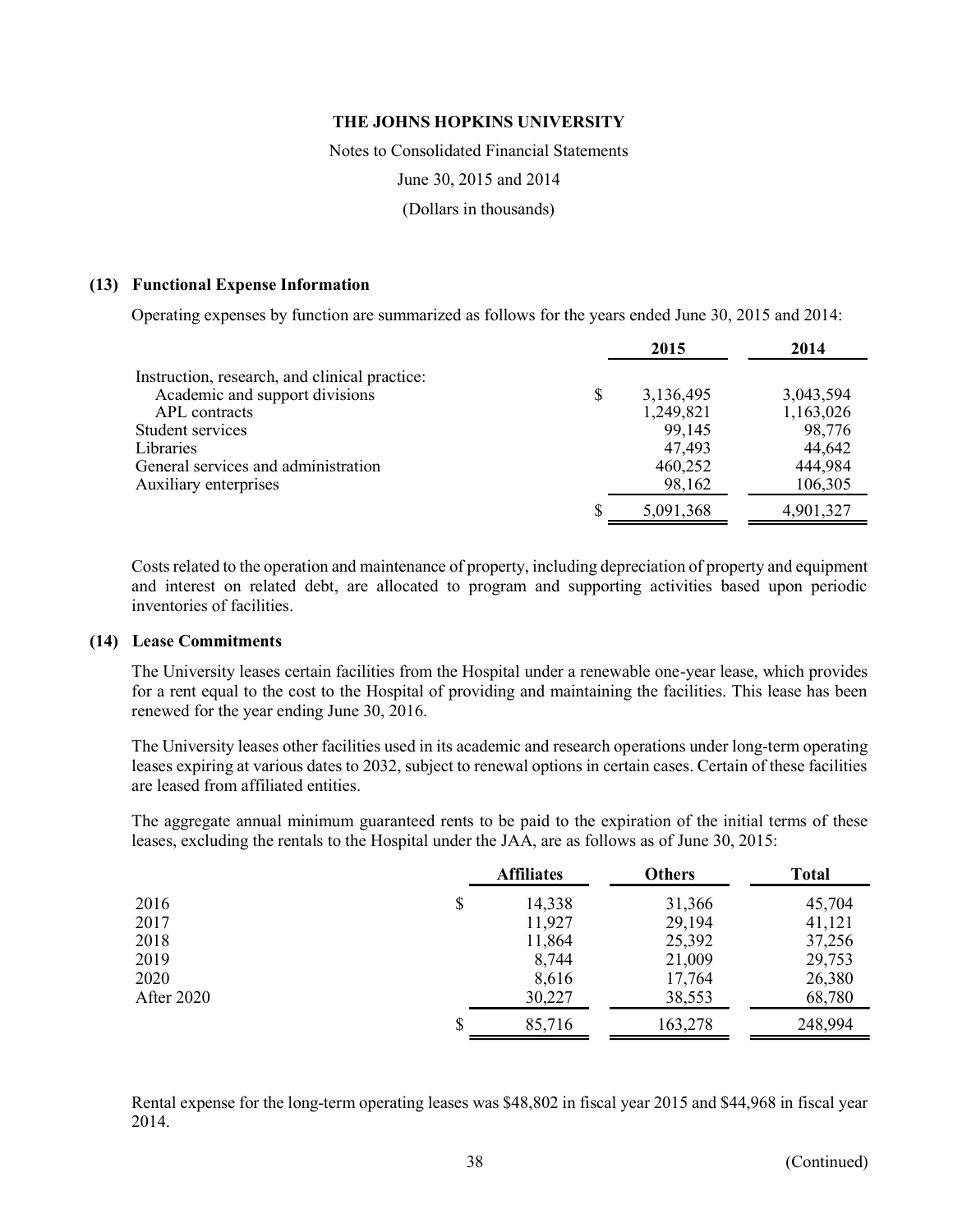# THE JOHNS HOPKINS UNIVERSITY

Notes to Consolidated Financial Statements

June 30, 2015 and 2014

(Dollars in thousands)

### (13) Functional Expense Information

Operating expenses by function are summarized as follows for the years ended June 30, 2015 and 2014:

| | | 2015 | 2014 |
|---|---|---|---|
| Instruction, research, and clinical practice: | | | |
| Academic and support divisions | $ | 3,136,495 | 3,043,594 |
| APL contracts | | 1,249,821 | 1,163,026 |
| Student services | | 99,145 | 98,776 |
| Libraries | | 47,493 | 44,642 |
| General services and administration | | 460,252 | 444,984 |
| Auxiliary enterprises | | 98,162 | 106,305 |
| | $ | 5,091,368 | 4,901,327 |

Costs related to the operation and maintenance of property, including depreciation of property and equipment and interest on related debt, are allocated to program and supporting activities based upon periodic inventories of facilities.

### (14) Lease Commitments

The University leases certain facilities from the Hospital under a renewable one-year lease, which provides for a rent equal to the cost to the Hospital of providing and maintaining the facilities. This lease has been renewed for the year ending June 30, 2016.

The University leases other facilities used in its academic and research operations under long-term operating leases expiring at various dates to 2032, subject to renewal options in certain cases. Certain of these facilities are leased from affiliated entities.

The aggregate annual minimum guaranteed rents to be paid to the expiration of the initial terms of these leases, excluding the rentals to the Hospital under the JAA, are as follows as of June 30, 2015:

| | | Affiliates | Others | Total |
|---|---|---|---|---|
| 2016 | $ | 14,338 | 31,366 | 45,704 |
| 2017 | | 11,927 | 29,194 | 41,121 |
| 2018 | | 11,864 | 25,392 | 37,256 |
| 2019 | | 8,744 | 21,009 | 29,753 |
| 2020 | | 8,616 | 17,764 | 26,380 |
| After 2020 | | 30,227 | 38,553 | 68,780 |
| | $ | 85,716 | 163,278 | 248,994 |

Rental expense for the long-term operating leases was $48,802 in fiscal year 2015 and $44,968 in fiscal year 2014.

(Continued)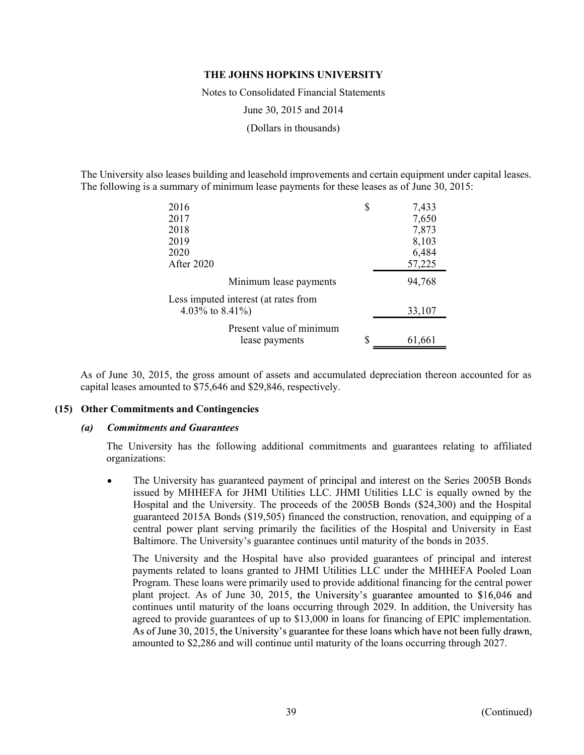The University also leases building and leasehold improvements and certain equipment under capital leases. The following is a summary of minimum lease payments for these leases as of June 30, 2015:

| | |
|---|---|
| 2016 | $ 7,433 |
| 2017 | 7,650 |
| 2018 | 7,873 |
| 2019 | 8,103 |
| 2020 | 6,484 |
| After 2020 | 57,225 |
| Minimum lease payments | 94,768 |
| Less imputed interest (at rates from 4.03% to 8.41%) | 33,107 |
| Present value of minimum lease payments | $ 61,661 |

As of June 30, 2015, the gross amount of assets and accumulated depreciation thereon accounted for as capital leases amounted to $75,646 and $29,846, respectively.

## (15) Other Commitments and Contingencies

### *(a) Commitments and Guarantees*

The University has the following additional commitments and guarantees relating to affiliated organizations:

- The University has guaranteed payment of principal and interest on the Series 2005B Bonds issued by MHHEFA for JHMI Utilities LLC. JHMI Utilities LLC is equally owned by the Hospital and the University. The proceeds of the 2005B Bonds ($24,300) and the Hospital guaranteed 2015A Bonds ($19,505) financed the construction, renovation, and equipping of a central power plant serving primarily the facilities of the Hospital and University in East Baltimore. The University's guarantee continues until maturity of the bonds in 2035.

  The University and the Hospital have also provided guarantees of principal and interest payments related to loans granted to JHMI Utilities LLC under the MHHEFA Pooled Loan Program. These loans were primarily used to provide additional financing for the central power plant project. As of June 30, 2015, the University's guarantee amounted to $16,046 and continues until maturity of the loans occurring through 2029. In addition, the University has agreed to provide guarantees of up to $13,000 in loans for financing of EPIC implementation. As of June 30, 2015, the University's guarantee for these loans which have not been fully drawn, amounted to $2,286 and will continue until maturity of the loans occurring through 2027.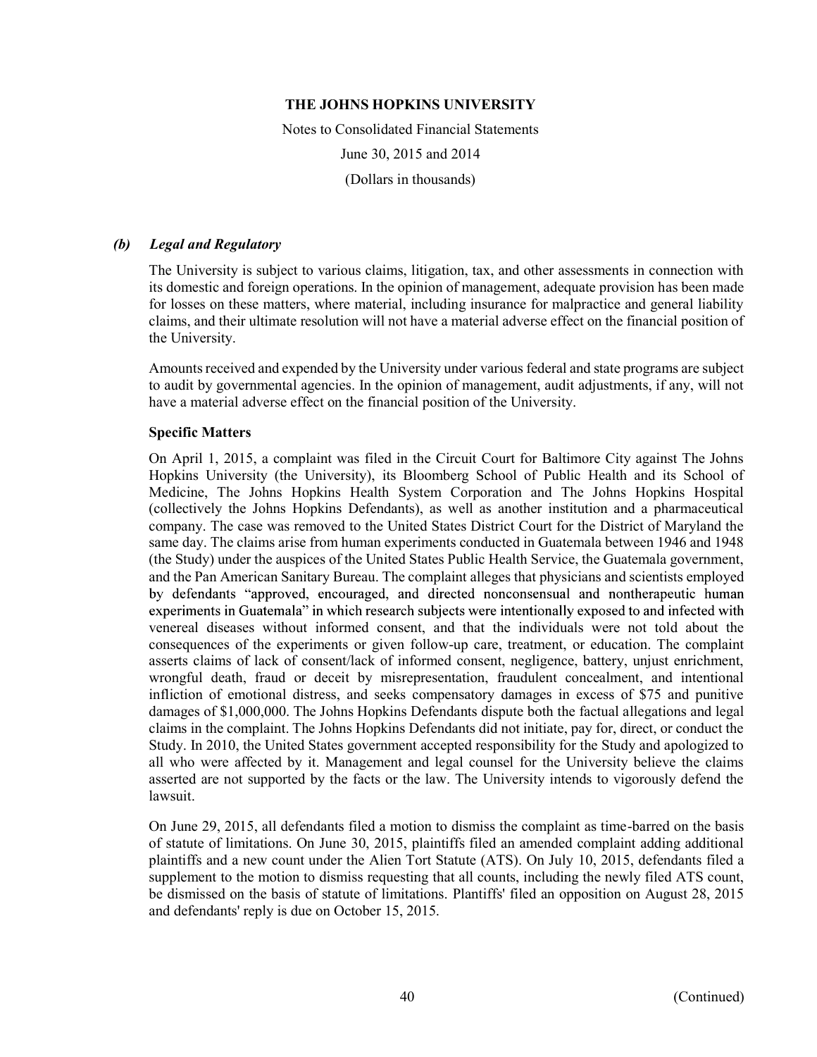### *(b) Legal and Regulatory*

The University is subject to various claims, litigation, tax, and other assessments in connection with its domestic and foreign operations. In the opinion of management, adequate provision has been made for losses on these matters, where material, including insurance for malpractice and general liability claims, and their ultimate resolution will not have a material adverse effect on the financial position of the University.

Amounts received and expended by the University under various federal and state programs are subject to audit by governmental agencies. In the opinion of management, audit adjustments, if any, will not have a material adverse effect on the financial position of the University.

**Specific Matters**

On April 1, 2015, a complaint was filed in the Circuit Court for Baltimore City against The Johns Hopkins University (the University), its Bloomberg School of Public Health and its School of Medicine, The Johns Hopkins Health System Corporation and The Johns Hopkins Hospital (collectively the Johns Hopkins Defendants), as well as another institution and a pharmaceutical company. The case was removed to the United States District Court for the District of Maryland the same day. The claims arise from human experiments conducted in Guatemala between 1946 and 1948 (the Study) under the auspices of the United States Public Health Service, the Guatemala government, and the Pan American Sanitary Bureau. The complaint alleges that physicians and scientists employed by defendants "approved, encouraged, and directed nonconsensual and nontherapeutic human experiments in Guatemala" in which research subjects were intentionally exposed to and infected with venereal diseases without informed consent, and that the individuals were not told about the consequences of the experiments or given follow-up care, treatment, or education. The complaint asserts claims of lack of consent/lack of informed consent, negligence, battery, unjust enrichment, wrongful death, fraud or deceit by misrepresentation, fraudulent concealment, and intentional infliction of emotional distress, and seeks compensatory damages in excess of $75 and punitive damages of $1,000,000. The Johns Hopkins Defendants dispute both the factual allegations and legal claims in the complaint. The Johns Hopkins Defendants did not initiate, pay for, direct, or conduct the Study. In 2010, the United States government accepted responsibility for the Study and apologized to all who were affected by it. Management and legal counsel for the University believe the claims asserted are not supported by the facts or the law. The University intends to vigorously defend the lawsuit.

On June 29, 2015, all defendants filed a motion to dismiss the complaint as time-barred on the basis of statute of limitations. On June 30, 2015, plaintiffs filed an amended complaint adding additional plaintiffs and a new count under the Alien Tort Statute (ATS). On July 10, 2015, defendants filed a supplement to the motion to dismiss requesting that all counts, including the newly filed ATS count, be dismissed on the basis of statute of limitations. Plantiffs' filed an opposition on August 28, 2015 and defendants' reply is due on October 15, 2015.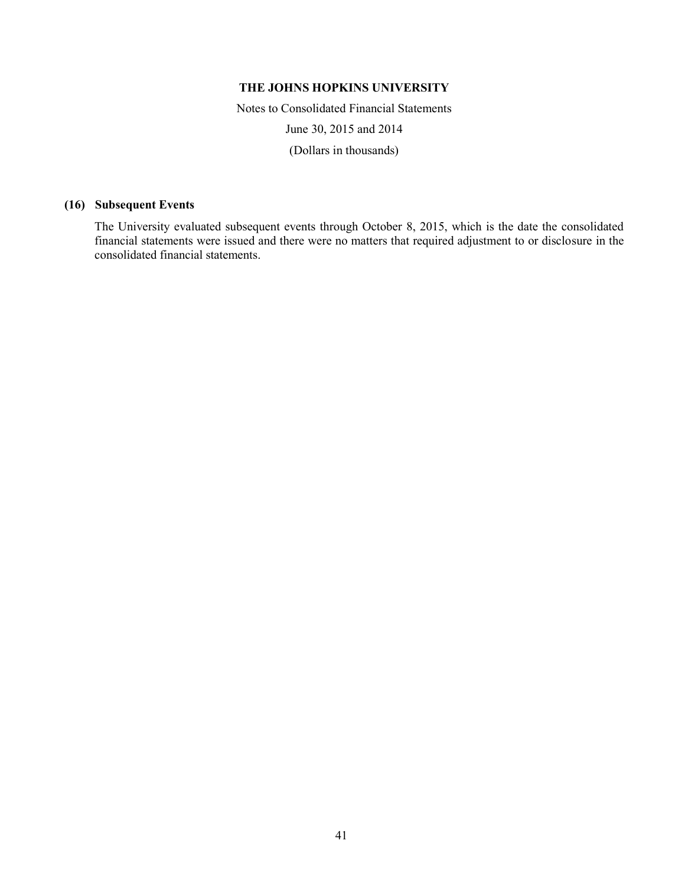## (16) Subsequent Events

The University evaluated subsequent events through October 8, 2015, which is the date the consolidated financial statements were issued and there were no matters that required adjustment to or disclosure in the consolidated financial statements.